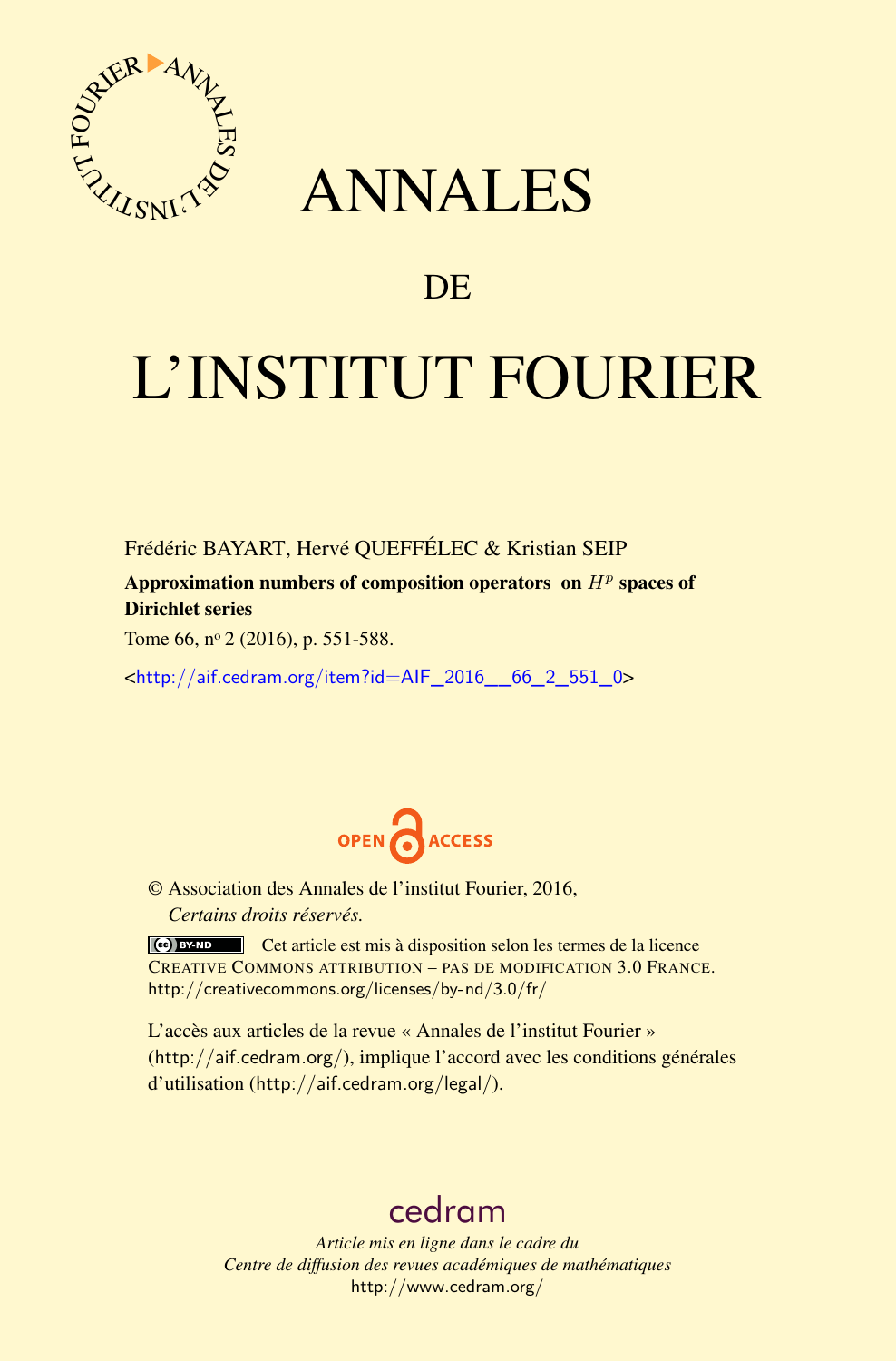# ANNALES

## DE

# L'INSTITUT FOURIER

Frédéric BAYART, Hervé QUEFFÉLEC & Kristian SEIP

**Approximation numbers of composition operators on $H^p$ spaces of Dirichlet series**

Tome 66, n° 2 (2016), p. 551-588.

<http://aif.cedram.org/item?id=AIF_2016__66_2_551_0>

© Association des Annales de l'institut Fourier, 2016,
*Certains droits réservés.*

Cet article est mis à disposition selon les termes de la licence CREATIVE COMMONS ATTRIBUTION – PAS DE MODIFICATION 3.0 FRANCE.
http://creativecommons.org/licenses/by-nd/3.0/fr/

L'accès aux articles de la revue « Annales de l'institut Fourier » (http://aif.cedram.org/), implique l'accord avec les conditions générales d'utilisation (http://aif.cedram.org/legal/).

cedram

*Article mis en ligne dans le cadre du*
*Centre de diffusion des revues académiques de mathématiques*
http://www.cedram.org/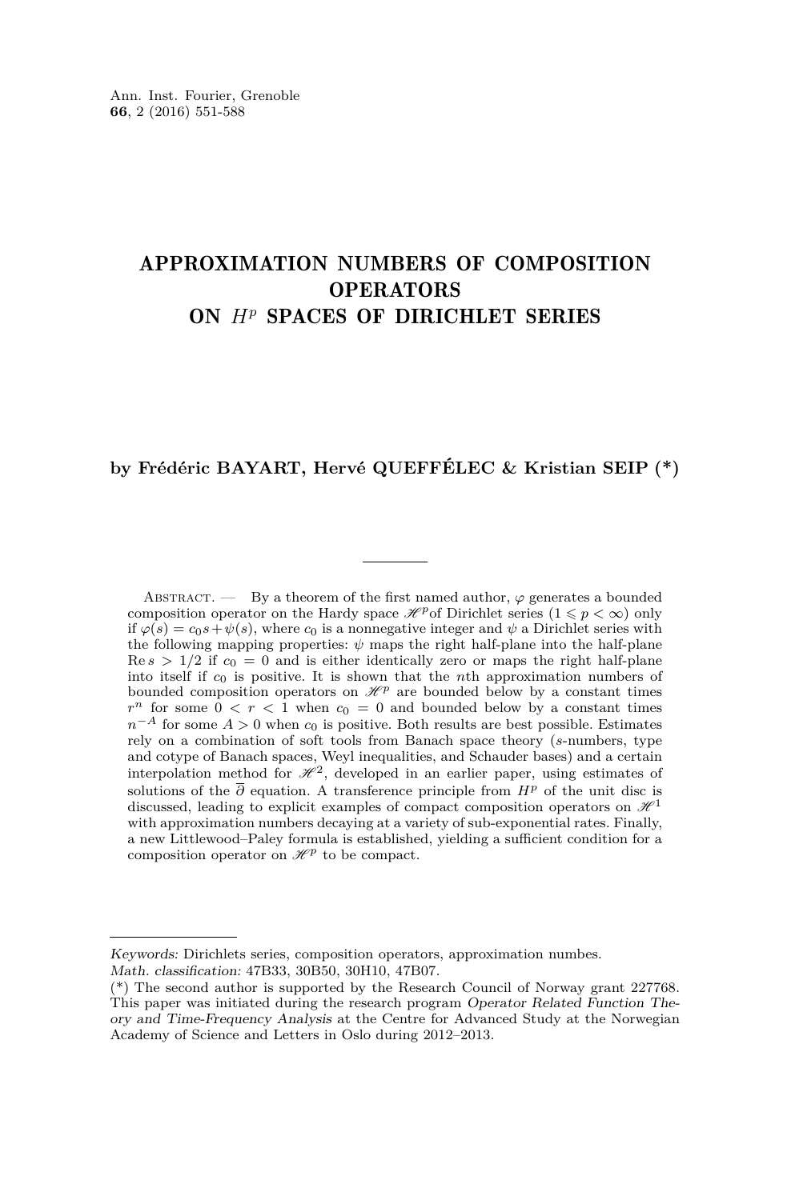# APPROXIMATION NUMBERS OF COMPOSITION OPERATORS ON $H^p$ SPACES OF DIRICHLET SERIES

**by Frédéric BAYART, Hervé QUEFFÉLEC & Kristian SEIP (\*)**

---

Abstract. — By a theorem of the first named author, $\varphi$ generates a bounded composition operator on the Hardy space $\mathscr{H}^p$of Dirichlet series ($1 \leqslant p < \infty$) only if $\varphi(s) = c_0 s + \psi(s)$, where $c_0$ is a nonnegative integer and $\psi$ a Dirichlet series with the following mapping properties: $\psi$ maps the right half-plane into the half-plane $\operatorname{Re} s > 1/2$ if $c_0 = 0$ and is either identically zero or maps the right half-plane into itself if $c_0$ is positive. It is shown that the $n$th approximation numbers of bounded composition operators on $\mathscr{H}^p$ are bounded below by a constant times $r^n$ for some $0 < r < 1$ when $c_0 = 0$ and bounded below by a constant times $n^{-A}$ for some $A > 0$ when $c_0$ is positive. Both results are best possible. Estimates rely on a combination of soft tools from Banach space theory ($s$-numbers, type and cotype of Banach spaces, Weyl inequalities, and Schauder bases) and a certain interpolation method for $\mathscr{H}^2$, developed in an earlier paper, using estimates of solutions of the $\overline{\partial}$ equation. A transference principle from $H^p$ of the unit disc is discussed, leading to explicit examples of compact composition operators on $\mathscr{H}^1$ with approximation numbers decaying at a variety of sub-exponential rates. Finally, a new Littlewood–Paley formula is established, yielding a sufficient condition for a composition operator on $\mathscr{H}^p$ to be compact.

---

*Keywords:* Dirichlets series, composition operators, approximation numbes.
*Math. classification:* 47B33, 30B50, 30H10, 47B07.
(\*) The second author is supported by the Research Council of Norway grant 227768. This paper was initiated during the research program *Operator Related Function Theory and Time-Frequency Analysis* at the Centre for Advanced Study at the Norwegian Academy of Science and Letters in Oslo during 2012–2013.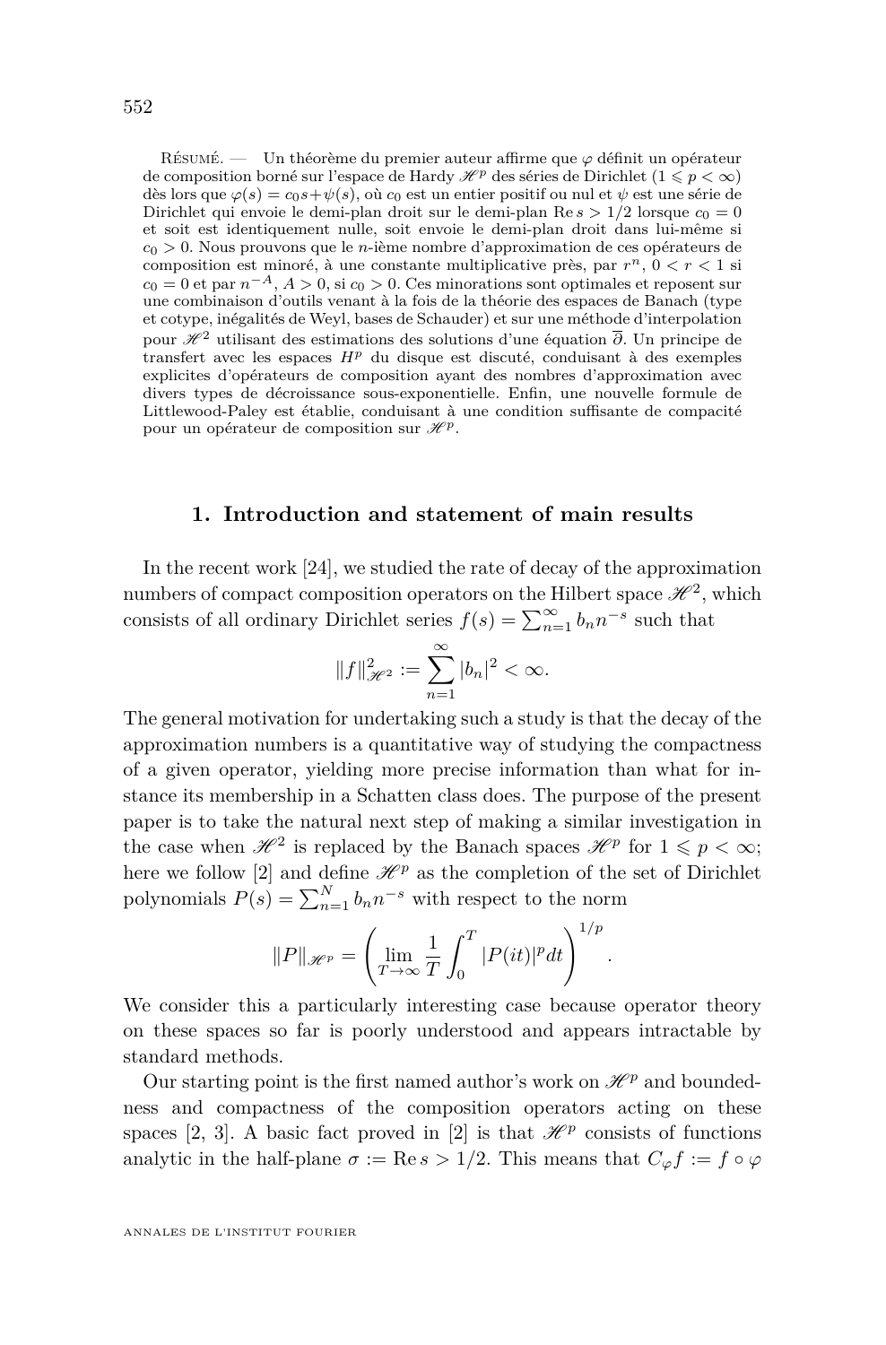Résumé. — Un théorème du premier auteur affirme que $\varphi$ définit un opérateur de composition borné sur l'espace de Hardy $\mathscr{H}^p$ des séries de Dirichlet ($1 \leqslant p < \infty$) dès lors que $\varphi(s) = c_0 s + \psi(s)$, où $c_0$ est un entier positif ou nul et $\psi$ est une série de Dirichlet qui envoie le demi-plan droit sur le demi-plan $\operatorname{Re} s > 1/2$ lorsque $c_0 = 0$ et soit est identiquement nulle, soit envoie le demi-plan droit dans lui-même si $c_0 > 0$. Nous prouvons que le $n$-ième nombre d'approximation de ces opérateurs de composition est minoré, à une constante multiplicative près, par $r^n$, $0 < r < 1$ si $c_0 = 0$ et par $n^{-A}$, $A > 0$, si $c_0 > 0$. Ces minorations sont optimales et reposent sur une combinaison d'outils venant à la fois de la théorie des espaces de Banach (type et cotype, inégalités de Weyl, bases de Schauder) et sur une méthode d'interpolation pour $\mathscr{H}^2$ utilisant des estimations des solutions d'une équation $\overline{\partial}$. Un principe de transfert avec les espaces $H^p$ du disque est discuté, conduisant à des exemples explicites d'opérateurs de composition ayant des nombres d'approximation avec divers types de décroissance sous-exponentielle. Enfin, une nouvelle formule de Littlewood-Paley est établie, conduisant à une condition suffisante de compacité pour un opérateur de composition sur $\mathscr{H}^p$.

## 1. Introduction and statement of main results

In the recent work [24], we studied the rate of decay of the approximation numbers of compact composition operators on the Hilbert space $\mathscr{H}^2$, which consists of all ordinary Dirichlet series $f(s) = \sum_{n=1}^{\infty} b_n n^{-s}$ such that

$$\|f\|_{\mathscr{H}^2}^2 := \sum_{n=1}^{\infty} |b_n|^2 < \infty.$$

The general motivation for undertaking such a study is that the decay of the approximation numbers is a quantitative way of studying the compactness of a given operator, yielding more precise information than what for instance its membership in a Schatten class does. The purpose of the present paper is to take the natural next step of making a similar investigation in the case when $\mathscr{H}^2$ is replaced by the Banach spaces $\mathscr{H}^p$ for $1 \leqslant p < \infty$; here we follow [2] and define $\mathscr{H}^p$ as the completion of the set of Dirichlet polynomials $P(s) = \sum_{n=1}^{N} b_n n^{-s}$ with respect to the norm

$$\|P\|_{\mathscr{H}^p} = \left( \lim_{T\to\infty} \frac{1}{T} \int_0^T |P(it)|^p dt \right)^{1/p}.$$

We consider this a particularly interesting case because operator theory on these spaces so far is poorly understood and appears intractable by standard methods.

Our starting point is the first named author's work on $\mathscr{H}^p$ and boundedness and compactness of the composition operators acting on these spaces [2, 3]. A basic fact proved in [2] is that $\mathscr{H}^p$ consists of functions analytic in the half-plane $\sigma := \operatorname{Re} s > 1/2$. This means that $C_\varphi f := f \circ \varphi$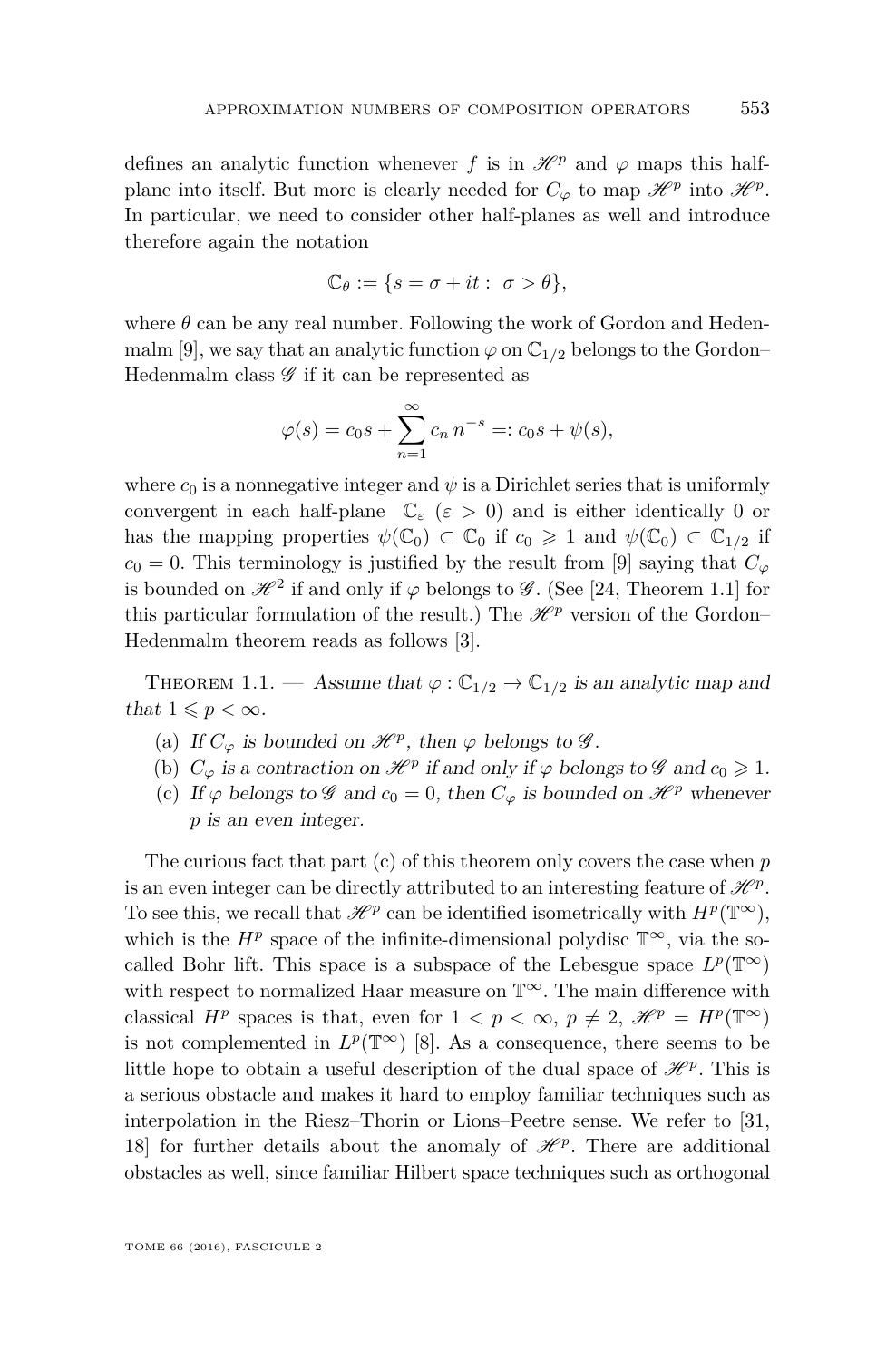defines an analytic function whenever $f$ is in $\mathscr{H}^p$ and $\varphi$ maps this half-plane into itself. But more is clearly needed for $C_\varphi$ to map $\mathscr{H}^p$ into $\mathscr{H}^p$. In particular, we need to consider other half-planes as well and introduce therefore again the notation

$$\mathbb{C}_\theta := \{s = \sigma + it : \ \sigma > \theta\},$$

where $\theta$ can be any real number. Following the work of Gordon and Hedenmalm [9], we say that an analytic function $\varphi$ on $\mathbb{C}_{1/2}$ belongs to the Gordon–Hedenmalm class $\mathscr{G}$ if it can be represented as

$$\varphi(s) = c_0 s + \sum_{n=1}^{\infty} c_n\, n^{-s} =: c_0 s + \psi(s),$$

where $c_0$ is a nonnegative integer and $\psi$ is a Dirichlet series that is uniformly convergent in each half-plane $\mathbb{C}_\varepsilon$ $(\varepsilon > 0)$ and is either identically 0 or has the mapping properties $\psi(\mathbb{C}_0) \subset \mathbb{C}_0$ if $c_0 \geqslant 1$ and $\psi(\mathbb{C}_0) \subset \mathbb{C}_{1/2}$ if $c_0 = 0$. This terminology is justified by the result from [9] saying that $C_\varphi$ is bounded on $\mathscr{H}^2$ if and only if $\varphi$ belongs to $\mathscr{G}$. (See [24, Theorem 1.1] for this particular formulation of the result.) The $\mathscr{H}^p$ version of the Gordon–Hedenmalm theorem reads as follows [3].

Theorem 1.1. — *Assume that $\varphi : \mathbb{C}_{1/2} \to \mathbb{C}_{1/2}$ is an analytic map and that $1 \leqslant p < \infty$.*

(a) *If $C_\varphi$ is bounded on $\mathscr{H}^p$, then $\varphi$ belongs to $\mathscr{G}$.*
(b) *$C_\varphi$ is a contraction on $\mathscr{H}^p$ if and only if $\varphi$ belongs to $\mathscr{G}$ and $c_0 \geqslant 1$.*
(c) *If $\varphi$ belongs to $\mathscr{G}$ and $c_0 = 0$, then $C_\varphi$ is bounded on $\mathscr{H}^p$ whenever $p$ is an even integer.*

The curious fact that part (c) of this theorem only covers the case when $p$ is an even integer can be directly attributed to an interesting feature of $\mathscr{H}^p$. To see this, we recall that $\mathscr{H}^p$ can be identified isometrically with $H^p(\mathbb{T}^\infty)$, which is the $H^p$ space of the infinite-dimensional polydisc $\mathbb{T}^\infty$, via the so-called Bohr lift. This space is a subspace of the Lebesgue space $L^p(\mathbb{T}^\infty)$ with respect to normalized Haar measure on $\mathbb{T}^\infty$. The main difference with classical $H^p$ spaces is that, even for $1 < p < \infty$, $p \neq 2$, $\mathscr{H}^p = H^p(\mathbb{T}^\infty)$ is not complemented in $L^p(\mathbb{T}^\infty)$ [8]. As a consequence, there seems to be little hope to obtain a useful description of the dual space of $\mathscr{H}^p$. This is a serious obstacle and makes it hard to employ familiar techniques such as interpolation in the Riesz–Thorin or Lions–Peetre sense. We refer to [31, 18] for further details about the anomaly of $\mathscr{H}^p$. There are additional obstacles as well, since familiar Hilbert space techniques such as orthogonal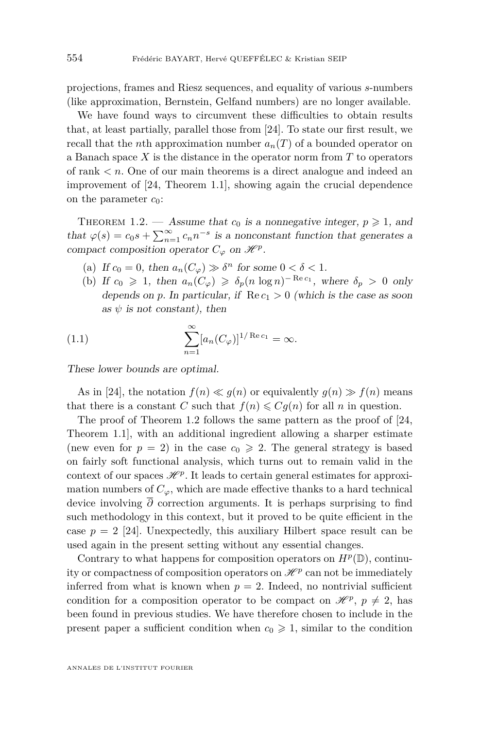projections, frames and Riesz sequences, and equality of various $s$-numbers (like approximation, Bernstein, Gelfand numbers) are no longer available.

We have found ways to circumvent these difficulties to obtain results that, at least partially, parallel those from [24]. To state our first result, we recall that the $n$th approximation number $a_n(T)$ of a bounded operator on a Banach space $X$ is the distance in the operator norm from $T$ to operators of rank $< n$. One of our main theorems is a direct analogue and indeed an improvement of [24, Theorem 1.1], showing again the crucial dependence on the parameter $c_0$:

Theorem 1.2. — *Assume that $c_0$ is a nonnegative integer, $p \geqslant 1$, and that $\varphi(s) = c_0 s + \sum_{n=1}^{\infty} c_n n^{-s}$ is a nonconstant function that generates a compact composition operator $C_\varphi$ on $\mathscr{H}^p$.*

(a) *If $c_0 = 0$, then $a_n(C_\varphi) \gg \delta^n$ for some $0 < \delta < 1$.*
(b) *If $c_0 \geqslant 1$, then $a_n(C_\varphi) \geqslant \delta_p (n \log n)^{-\operatorname{Re} c_1}$, where $\delta_p > 0$ only depends on $p$. In particular, if $\operatorname{Re} c_1 > 0$ (which is the case as soon as $\psi$ is not constant), then*

$$\sum_{n=1}^{\infty} [a_n(C_\varphi)]^{1/\operatorname{Re} c_1} = \infty. \tag{1.1}$$

*These lower bounds are optimal.*

As in [24], the notation $f(n) \ll g(n)$ or equivalently $g(n) \gg f(n)$ means that there is a constant $C$ such that $f(n) \leqslant C g(n)$ for all $n$ in question.

The proof of Theorem 1.2 follows the same pattern as the proof of [24, Theorem 1.1], with an additional ingredient allowing a sharper estimate (new even for $p = 2$) in the case $c_0 \geqslant 2$. The general strategy is based on fairly soft functional analysis, which turns out to remain valid in the context of our spaces $\mathscr{H}^p$. It leads to certain general estimates for approximation numbers of $C_\varphi$, which are made effective thanks to a hard technical device involving $\overline{\partial}$ correction arguments. It is perhaps surprising to find such methodology in this context, but it proved to be quite efficient in the case $p = 2$ [24]. Unexpectedly, this auxiliary Hilbert space result can be used again in the present setting without any essential changes.

Contrary to what happens for composition operators on $H^p(\mathbb{D})$, continuity or compactness of composition operators on $\mathscr{H}^p$ can not be immediately inferred from what is known when $p = 2$. Indeed, no nontrivial sufficient condition for a composition operator to be compact on $\mathscr{H}^p$, $p \neq 2$, has been found in previous studies. We have therefore chosen to include in the present paper a sufficient condition when $c_0 \geqslant 1$, similar to the condition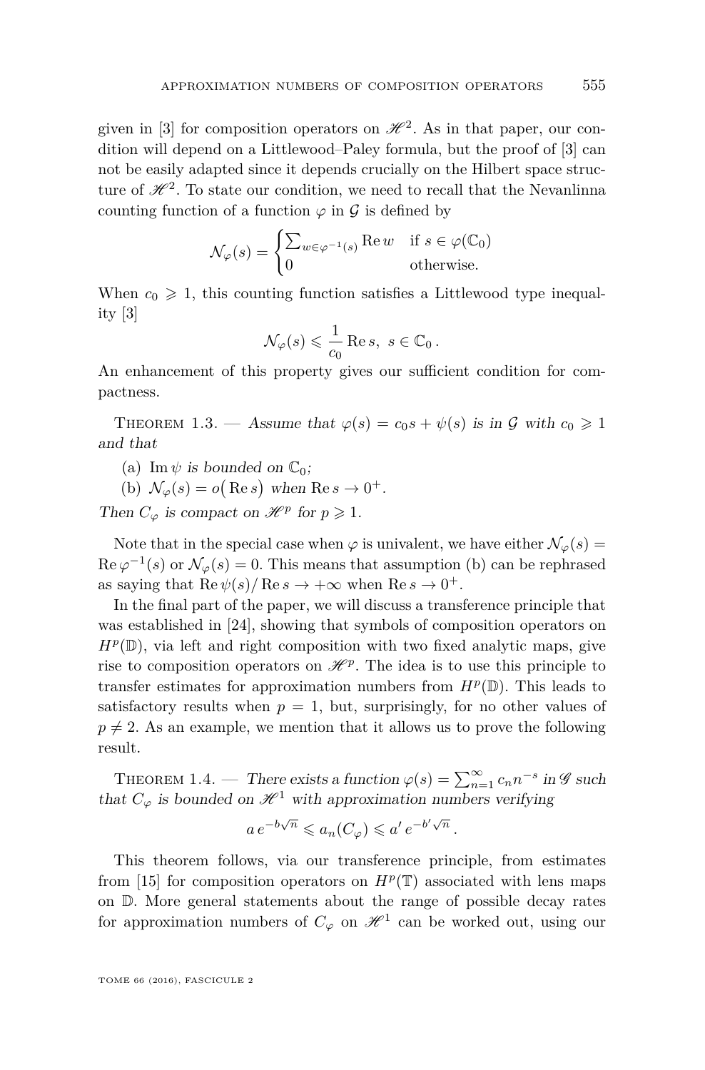given in [3] for composition operators on $\mathscr{H}^2$. As in that paper, our condition will depend on a Littlewood–Paley formula, but the proof of [3] can not be easily adapted since it depends crucially on the Hilbert space structure of $\mathscr{H}^2$. To state our condition, we need to recall that the Nevanlinna counting function of a function $\varphi$ in $\mathcal{G}$ is defined by

$$\mathcal{N}_\varphi(s) = \begin{cases} \sum_{w \in \varphi^{-1}(s)} \operatorname{Re} w & \text{if } s \in \varphi(\mathbb{C}_0) \\ 0 & \text{otherwise.} \end{cases}$$

When $c_0 \geqslant 1$, this counting function satisfies a Littlewood type inequality [3]

$$\mathcal{N}_\varphi(s) \leqslant \frac{1}{c_0} \operatorname{Re} s, \; s \in \mathbb{C}_0 .$$

An enhancement of this property gives our sufficient condition for compactness.

Theorem 1.3. — *Assume that $\varphi(s) = c_0 s + \psi(s)$ is in $\mathcal{G}$ with $c_0 \geqslant 1$ and that*

(a) $\operatorname{Im} \psi$ *is bounded on* $\mathbb{C}_0$*;*

(b) $\mathcal{N}_\varphi(s) = o\big(\operatorname{Re} s\big)$ *when* $\operatorname{Re} s \to 0^+$.

*Then $C_\varphi$ is compact on $\mathscr{H}^p$ for $p \geqslant 1$.*

Note that in the special case when $\varphi$ is univalent, we have either $\mathcal{N}_\varphi(s) = \operatorname{Re} \varphi^{-1}(s)$ or $\mathcal{N}_\varphi(s) = 0$. This means that assumption (b) can be rephrased as saying that $\operatorname{Re} \psi(s)/\operatorname{Re} s \to +\infty$ when $\operatorname{Re} s \to 0^+$.

In the final part of the paper, we will discuss a transference principle that was established in [24], showing that symbols of composition operators on $H^p(\mathbb{D})$, via left and right composition with two fixed analytic maps, give rise to composition operators on $\mathscr{H}^p$. The idea is to use this principle to transfer estimates for approximation numbers from $H^p(\mathbb{D})$. This leads to satisfactory results when $p = 1$, but, surprisingly, for no other values of $p \neq 2$. As an example, we mention that it allows us to prove the following result.

Theorem 1.4. — *There exists a function $\varphi(s) = \sum_{n=1}^{\infty} c_n n^{-s}$ in $\mathscr{G}$ such that $C_\varphi$ is bounded on $\mathscr{H}^1$ with approximation numbers verifying*

$$a\, e^{-b\sqrt{n}} \leqslant a_n(C_\varphi) \leqslant a'\, e^{-b'\sqrt{n}} .$$

This theorem follows, via our transference principle, from estimates from [15] for composition operators on $H^p(\mathbb{T})$ associated with lens maps on $\mathbb{D}$. More general statements about the range of possible decay rates for approximation numbers of $C_\varphi$ on $\mathscr{H}^1$ can be worked out, using our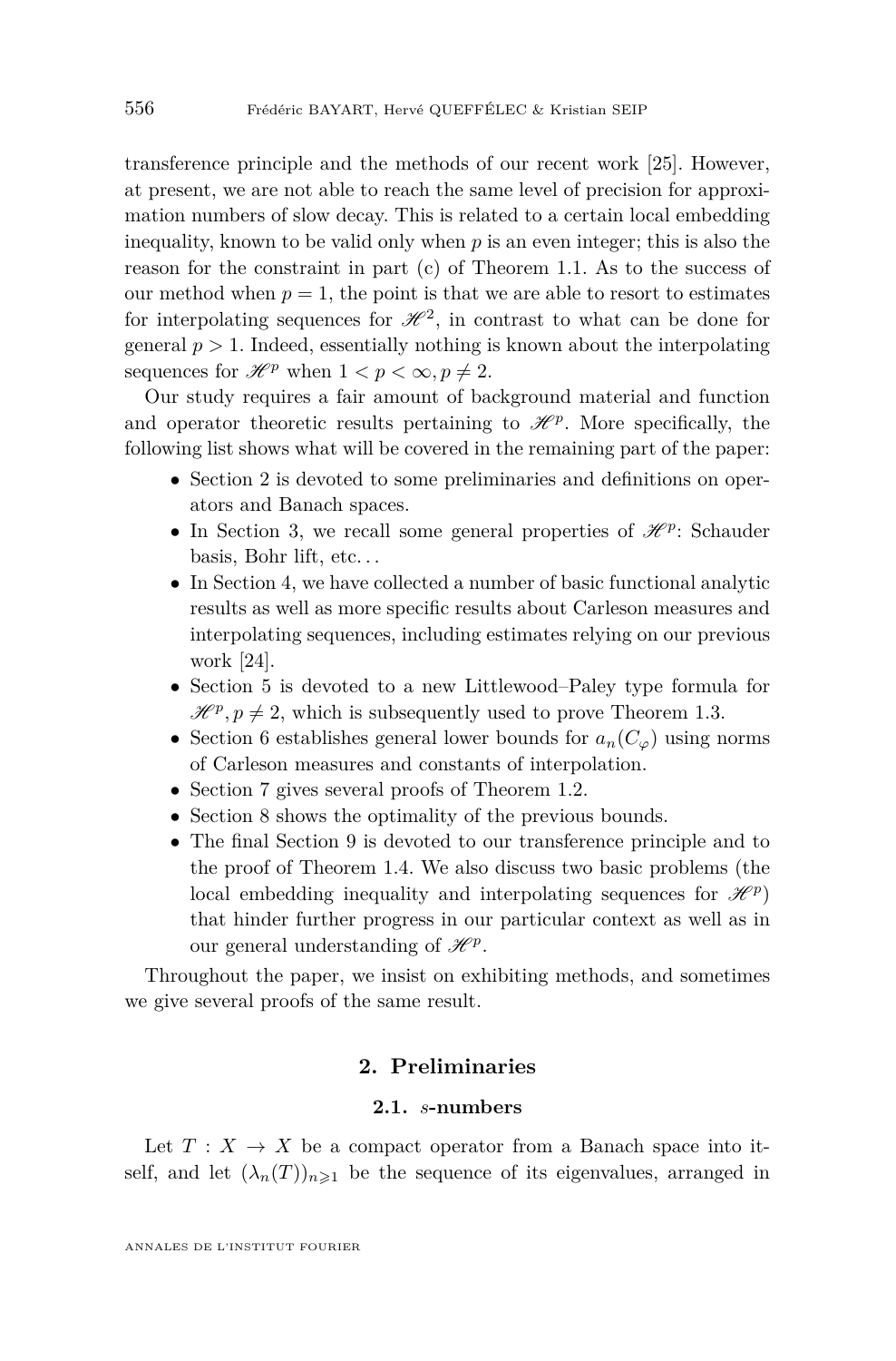transference principle and the methods of our recent work [25]. However, at present, we are not able to reach the same level of precision for approximation numbers of slow decay. This is related to a certain local embedding inequality, known to be valid only when $p$ is an even integer; this is also the reason for the constraint in part (c) of Theorem 1.1. As to the success of our method when $p = 1$, the point is that we are able to resort to estimates for interpolating sequences for $\mathscr{H}^2$, in contrast to what can be done for general $p > 1$. Indeed, essentially nothing is known about the interpolating sequences for $\mathscr{H}^p$ when $1 < p < \infty, p \neq 2$.

Our study requires a fair amount of background material and function and operator theoretic results pertaining to $\mathscr{H}^p$. More specifically, the following list shows what will be covered in the remaining part of the paper:

- Section 2 is devoted to some preliminaries and definitions on operators and Banach spaces.
- In Section 3, we recall some general properties of $\mathscr{H}^p$: Schauder basis, Bohr lift, etc…
- In Section 4, we have collected a number of basic functional analytic results as well as more specific results about Carleson measures and interpolating sequences, including estimates relying on our previous work [24].
- Section 5 is devoted to a new Littlewood–Paley type formula for $\mathscr{H}^p, p \neq 2$, which is subsequently used to prove Theorem 1.3.
- Section 6 establishes general lower bounds for $a_n(C_\varphi)$ using norms of Carleson measures and constants of interpolation.
- Section 7 gives several proofs of Theorem 1.2.
- Section 8 shows the optimality of the previous bounds.
- The final Section 9 is devoted to our transference principle and to the proof of Theorem 1.4. We also discuss two basic problems (the local embedding inequality and interpolating sequences for $\mathscr{H}^p$) that hinder further progress in our particular context as well as in our general understanding of $\mathscr{H}^p$.

Throughout the paper, we insist on exhibiting methods, and sometimes we give several proofs of the same result.

## 2. Preliminaries

### 2.1. $s$-numbers

Let $T : X \to X$ be a compact operator from a Banach space into itself, and let $(\lambda_n(T))_{n\geqslant 1}$ be the sequence of its eigenvalues, arranged in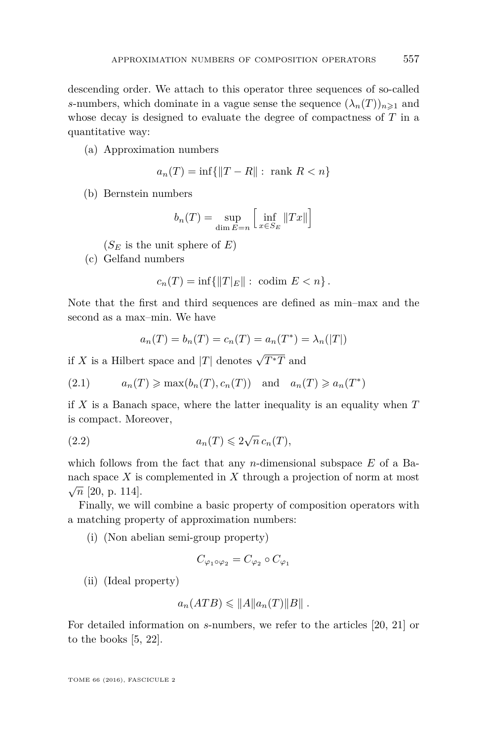descending order. We attach to this operator three sequences of so-called $s$-numbers, which dominate in a vague sense the sequence $(\lambda_n(T))_{n\geqslant 1}$ and whose decay is designed to evaluate the degree of compactness of $T$ in a quantitative way:

(a) Approximation numbers

$$a_n(T) = \inf\{\|T - R\| : \text{ rank } R < n\}$$

(b) Bernstein numbers

$$b_n(T) = \sup_{\dim E = n} \Big[ \inf_{x \in S_E} \|Tx\| \Big]$$

($S_E$ is the unit sphere of $E$)

(c) Gelfand numbers

$$c_n(T) = \inf\{\|T|_E\| : \text{ codim } E < n\}\,.$$

Note that the first and third sequences are defined as min–max and the second as a max–min. We have

$$a_n(T) = b_n(T) = c_n(T) = a_n(T^*) = \lambda_n(|T|)$$

if $X$ is a Hilbert space and $|T|$ denotes $\sqrt{T^*T}$ and

$$a_n(T) \geqslant \max(b_n(T), c_n(T)) \quad \text{and} \quad a_n(T) \geqslant a_n(T^*) \tag{2.1}$$

if $X$ is a Banach space, where the latter inequality is an equality when $T$ is compact. Moreover,

$$a_n(T) \leqslant 2\sqrt{n}\, c_n(T), \tag{2.2}$$

which follows from the fact that any $n$-dimensional subspace $E$ of a Banach space $X$ is complemented in $X$ through a projection of norm at most $\sqrt{n}$ [20, p. 114].

Finally, we will combine a basic property of composition operators with a matching property of approximation numbers:

(i) (Non abelian semi-group property)

$$C_{\varphi_1 \circ \varphi_2} = C_{\varphi_2} \circ C_{\varphi_1}$$

(ii) (Ideal property)

$$a_n(ATB) \leqslant \|A\| a_n(T) \|B\|\,.$$

For detailed information on $s$-numbers, we refer to the articles [20, 21] or to the books [5, 22].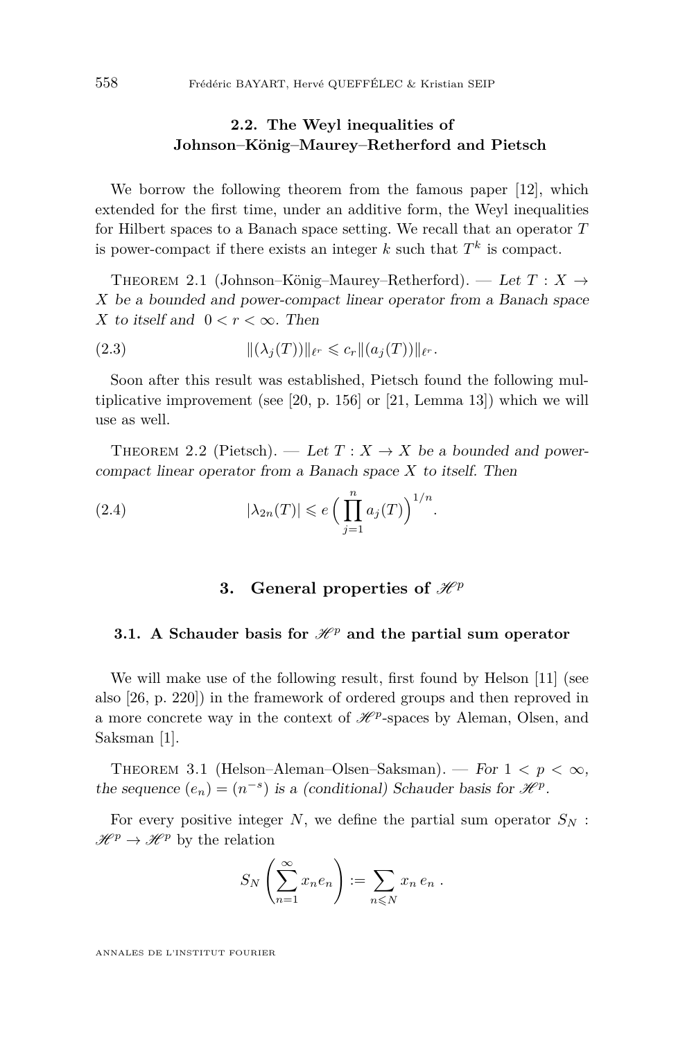### 2.2. The Weyl inequalities of Johnson–König–Maurey–Retherford and Pietsch

We borrow the following theorem from the famous paper [12], which extended for the first time, under an additive form, the Weyl inequalities for Hilbert spaces to a Banach space setting. We recall that an operator $T$ is power-compact if there exists an integer $k$ such that $T^k$ is compact.

Theorem 2.1 (Johnson–König–Maurey–Retherford). — *Let $T : X \to X$ be a bounded and power-compact linear operator from a Banach space $X$ to itself and $0 < r < \infty$. Then*

$$\|(\lambda_j(T))\|_{\ell^r} \leqslant c_r \|(a_j(T))\|_{\ell^r}. \tag{2.3}$$

Soon after this result was established, Pietsch found the following multiplicative improvement (see [20, p. 156] or [21, Lemma 13]) which we will use as well.

Theorem 2.2 (Pietsch). — *Let $T : X \to X$ be a bounded and power-compact linear operator from a Banach space $X$ to itself. Then*

$$|\lambda_{2n}(T)| \leqslant e\Big(\prod_{j=1}^{n} a_j(T)\Big)^{1/n}. \tag{2.4}$$

## 3. General properties of $\mathscr{H}^p$

### 3.1. A Schauder basis for $\mathscr{H}^p$ and the partial sum operator

We will make use of the following result, first found by Helson [11] (see also [26, p. 220]) in the framework of ordered groups and then reproved in a more concrete way in the context of $\mathscr{H}^p$-spaces by Aleman, Olsen, and Saksman [1].

Theorem 3.1 (Helson–Aleman–Olsen–Saksman). — *For $1 < p < \infty$, the sequence $(e_n) = (n^{-s})$ is a (conditional) Schauder basis for $\mathscr{H}^p$.*

For every positive integer $N$, we define the partial sum operator $S_N : \mathscr{H}^p \to \mathscr{H}^p$ by the relation

$$S_N\left(\sum_{n=1}^{\infty} x_n e_n\right) := \sum_{n \leqslant N} x_n\, e_n\ .$$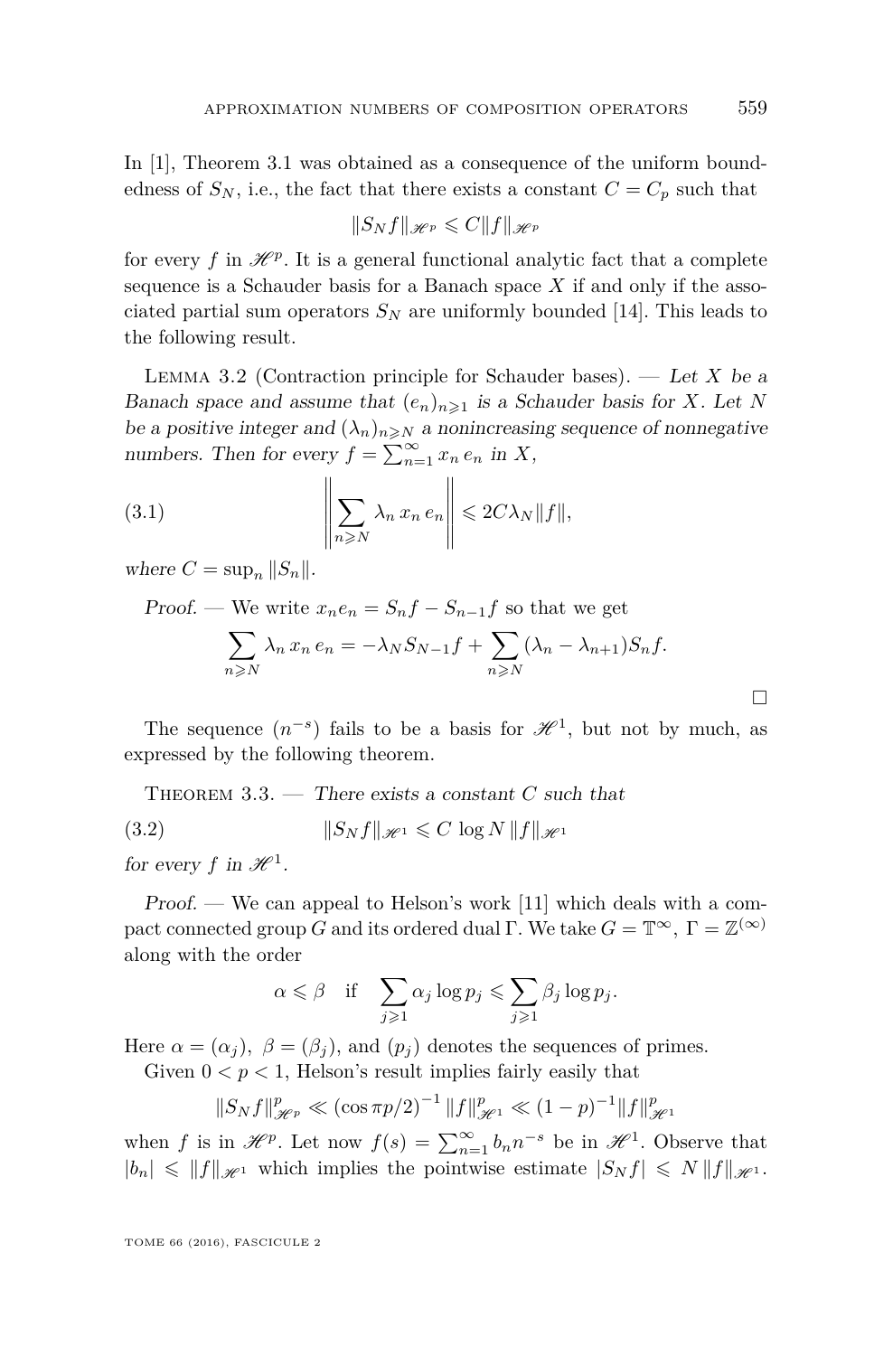In [1], Theorem 3.1 was obtained as a consequence of the uniform boundedness of $S_N$, i.e., the fact that there exists a constant $C = C_p$ such that

$$\|S_N f\|_{\mathscr{H}^p} \leqslant C \|f\|_{\mathscr{H}^p}$$

for every $f$ in $\mathscr{H}^p$. It is a general functional analytic fact that a complete sequence is a Schauder basis for a Banach space $X$ if and only if the associated partial sum operators $S_N$ are uniformly bounded [14]. This leads to the following result.

Lemma 3.2 (Contraction principle for Schauder bases). — *Let $X$ be a Banach space and assume that $(e_n)_{n\geqslant 1}$ is a Schauder basis for $X$. Let $N$ be a positive integer and $(\lambda_n)_{n\geqslant N}$ a nonincreasing sequence of nonnegative numbers. Then for every $f = \sum_{n=1}^{\infty} x_n e_n$ in $X$,*

$$\left\| \sum_{n\geqslant N} \lambda_n x_n e_n \right\| \leqslant 2C\lambda_N \|f\|, \tag{3.1}$$

*where $C = \sup_n \|S_n\|$.*

*Proof.* — We write $x_n e_n = S_n f - S_{n-1} f$ so that we get

$$\sum_{n\geqslant N} \lambda_n x_n e_n = -\lambda_N S_{N-1} f + \sum_{n\geqslant N} (\lambda_n - \lambda_{n+1}) S_n f.$$

□

The sequence $(n^{-s})$ fails to be a basis for $\mathscr{H}^1$, but not by much, as expressed by the following theorem.

Theorem 3.3. — *There exists a constant $C$ such that*

$$\|S_N f\|_{\mathscr{H}^1} \leqslant C \log N \, \|f\|_{\mathscr{H}^1} \tag{3.2}$$

*for every $f$ in $\mathscr{H}^1$.*

*Proof.* — We can appeal to Helson's work [11] which deals with a compact connected group $G$ and its ordered dual $\Gamma$. We take $G = \mathbb{T}^\infty$, $\Gamma = \mathbb{Z}^{(\infty)}$ along with the order

$$\alpha \leqslant \beta \quad \text{if} \quad \sum_{j\geqslant 1} \alpha_j \log p_j \leqslant \sum_{j\geqslant 1} \beta_j \log p_j.$$

Here $\alpha = (\alpha_j)$, $\beta = (\beta_j)$, and $(p_j)$ denotes the sequences of primes.

Given $0 < p < 1$, Helson's result implies fairly easily that

$$\|S_N f\|^p_{\mathscr{H}^p} \ll (\cos \pi p/2)^{-1} \|f\|^p_{\mathscr{H}^1} \ll (1-p)^{-1} \|f\|^p_{\mathscr{H}^1}$$

when $f$ is in $\mathscr{H}^p$. Let now $f(s) = \sum_{n=1}^{\infty} b_n n^{-s}$ be in $\mathscr{H}^1$. Observe that $|b_n| \leqslant \|f\|_{\mathscr{H}^1}$ which implies the pointwise estimate $|S_N f| \leqslant N \|f\|_{\mathscr{H}^1}$.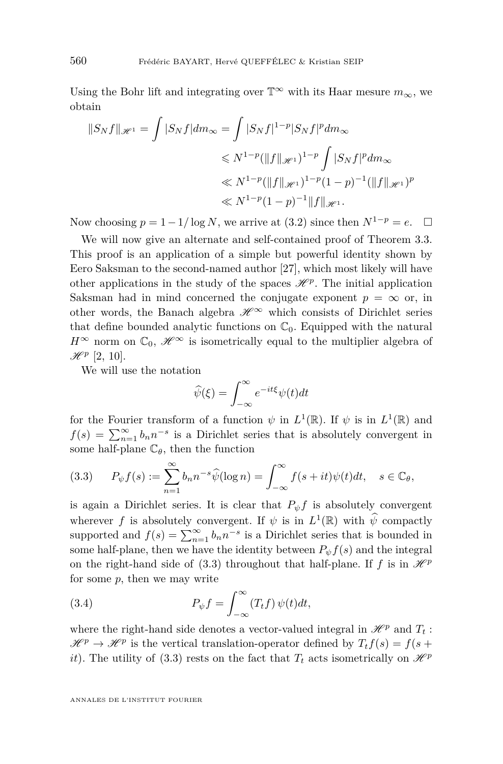Using the Bohr lift and integrating over $\mathbb{T}^\infty$ with its Haar mesure $m_\infty$, we obtain

$$
\begin{aligned}
\|S_N f\|_{\mathscr{H}^1} = \int |S_N f| dm_\infty &= \int |S_N f|^{1-p} |S_N f|^p dm_\infty \\
&\leqslant N^{1-p} (\|f\|_{\mathscr{H}^1})^{1-p} \int |S_N f|^p dm_\infty \\
&\ll N^{1-p} (\|f\|_{\mathscr{H}^1})^{1-p} (1-p)^{-1} (\|f\|_{\mathscr{H}^1})^p \\
&\ll N^{1-p} (1-p)^{-1} \|f\|_{\mathscr{H}^1}.
\end{aligned}
$$

Now choosing $p = 1 - 1/\log N$, we arrive at (3.2) since then $N^{1-p} = e$. $\square$

We will now give an alternate and self-contained proof of Theorem 3.3. This proof is an application of a simple but powerful identity shown by Eero Saksman to the second-named author [27], which most likely will have other applications in the study of the spaces $\mathscr{H}^p$. The initial application Saksman had in mind concerned the conjugate exponent $p = \infty$ or, in other words, the Banach algebra $\mathscr{H}^\infty$ which consists of Dirichlet series that define bounded analytic functions on $\mathbb{C}_0$. Equipped with the natural $H^\infty$ norm on $\mathbb{C}_0$, $\mathscr{H}^\infty$ is isometrically equal to the multiplier algebra of $\mathscr{H}^p$ [2, 10].

We will use the notation

$$
\widehat{\psi}(\xi) = \int_{-\infty}^{\infty} e^{-it\xi} \psi(t) dt
$$

for the Fourier transform of a function $\psi$ in $L^1(\mathbb{R})$. If $\psi$ is in $L^1(\mathbb{R})$ and $f(s) = \sum_{n=1}^\infty b_n n^{-s}$ is a Dirichlet series that is absolutely convergent in some half-plane $\mathbb{C}_\theta$, then the function

$$
(3.3) \qquad P_\psi f(s) := \sum_{n=1}^\infty b_n n^{-s} \widehat{\psi}(\log n) = \int_{-\infty}^{\infty} f(s+it) \psi(t) dt, \quad s \in \mathbb{C}_\theta,
$$

is again a Dirichlet series. It is clear that $P_\psi f$ is absolutely convergent wherever $f$ is absolutely convergent. If $\psi$ is in $L^1(\mathbb{R})$ with $\widehat{\psi}$ compactly supported and $f(s) = \sum_{n=1}^\infty b_n n^{-s}$ is a Dirichlet series that is bounded in some half-plane, then we have the identity between $P_\psi f(s)$ and the integral on the right-hand side of (3.3) throughout that half-plane. If $f$ is in $\mathscr{H}^p$ for some $p$, then we may write

$$
(3.4) \qquad P_\psi f = \int_{-\infty}^{\infty} (T_t f) \, \psi(t) dt,
$$

where the right-hand side denotes a vector-valued integral in $\mathscr{H}^p$ and $T_t : \mathscr{H}^p \to \mathscr{H}^p$ is the vertical translation-operator defined by $T_t f(s) = f(s+it)$. The utility of (3.3) rests on the fact that $T_t$ acts isometrically on $\mathscr{H}^p$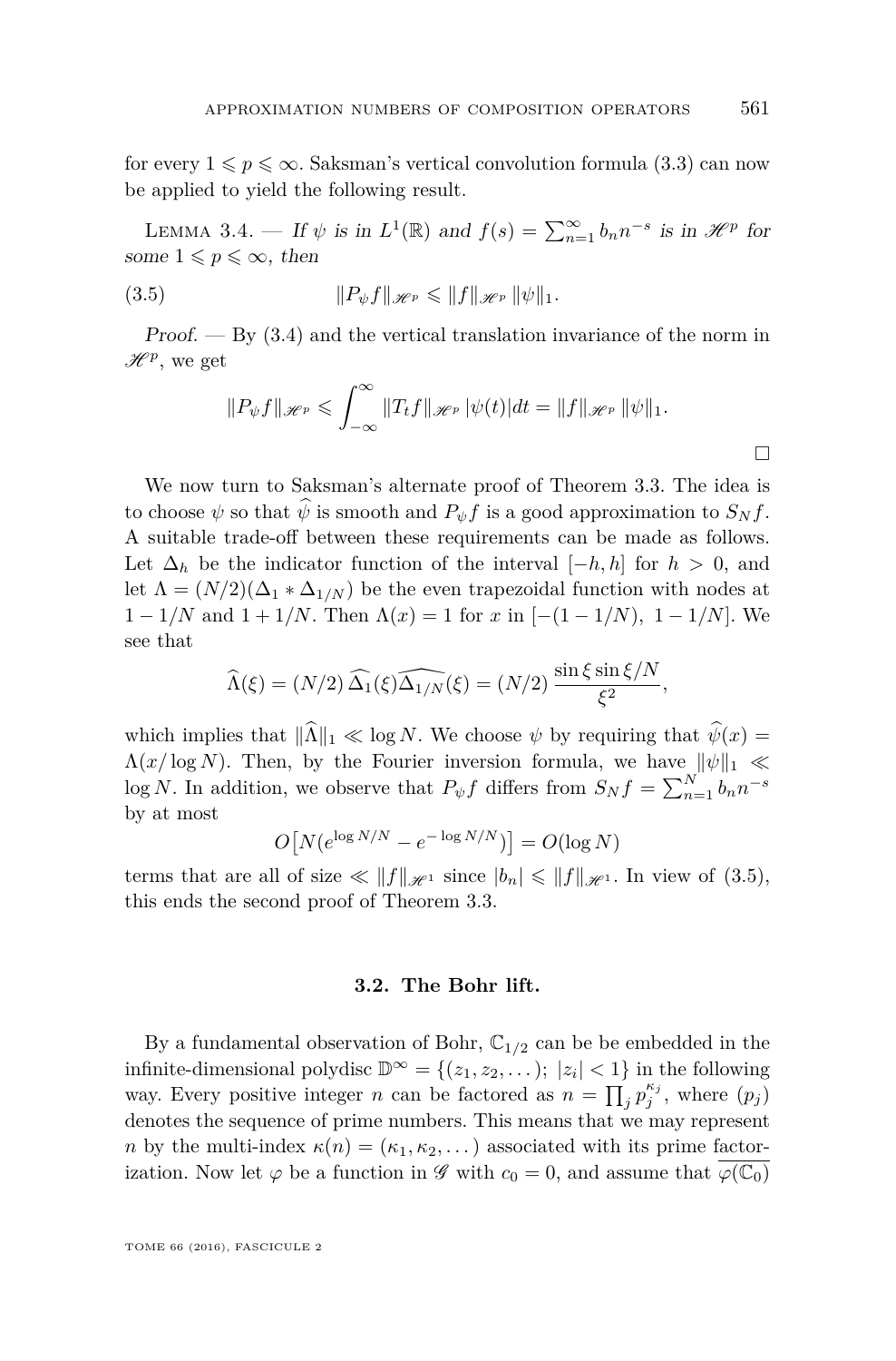for every $1 \leqslant p \leqslant \infty$. Saksman's vertical convolution formula (3.3) can now be applied to yield the following result.

Lemma 3.4. — *If $\psi$ is in $L^1(\mathbb{R})$ and $f(s) = \sum_{n=1}^{\infty} b_n n^{-s}$ is in $\mathscr{H}^p$ for some $1 \leqslant p \leqslant \infty$, then*

$$\|P_\psi f\|_{\mathscr{H}^p} \leqslant \|f\|_{\mathscr{H}^p} \|\psi\|_1. \tag{3.5}$$

*Proof.* — By (3.4) and the vertical translation invariance of the norm in $\mathscr{H}^p$, we get

$$\|P_\psi f\|_{\mathscr{H}^p} \leqslant \int_{-\infty}^{\infty} \|T_t f\|_{\mathscr{H}^p} |\psi(t)| dt = \|f\|_{\mathscr{H}^p} \|\psi\|_1.$$

□

We now turn to Saksman's alternate proof of Theorem 3.3. The idea is to choose $\psi$ so that $\widehat{\psi}$ is smooth and $P_\psi f$ is a good approximation to $S_N f$. A suitable trade-off between these requirements can be made as follows. Let $\Delta_h$ be the indicator function of the interval $[-h, h]$ for $h > 0$, and let $\Lambda = (N/2)(\Delta_1 * \Delta_{1/N})$ be the even trapezoidal function with nodes at $1 - 1/N$ and $1 + 1/N$. Then $\Lambda(x) = 1$ for $x$ in $[-(1-1/N),\ 1-1/N]$. We see that

$$\widehat{\Lambda}(\xi) = (N/2)\,\widehat{\Delta_1}(\xi)\widehat{\Delta_{1/N}}(\xi) = (N/2)\,\frac{\sin\xi \sin\xi/N}{\xi^2},$$

which implies that $\|\widehat{\Lambda}\|_1 \ll \log N$. We choose $\psi$ by requiring that $\widehat{\psi}(x) = \Lambda(x/\log N)$. Then, by the Fourier inversion formula, we have $\|\psi\|_1 \ll \log N$. In addition, we observe that $P_\psi f$ differs from $S_N f = \sum_{n=1}^{N} b_n n^{-s}$ by at most

$$O\big[N(e^{\log N/N} - e^{-\log N/N})\big] = O(\log N)$$

terms that are all of size $\ll \|f\|_{\mathscr{H}^1}$ since $|b_n| \leqslant \|f\|_{\mathscr{H}^1}$. In view of (3.5), this ends the second proof of Theorem 3.3.

### 3.2. The Bohr lift.

By a fundamental observation of Bohr, $\mathbb{C}_{1/2}$ can be be embedded in the infinite-dimensional polydisc $\mathbb{D}^\infty = \{(z_1, z_2, \dots);\ |z_i| < 1\}$ in the following way. Every positive integer $n$ can be factored as $n = \prod_j p_j^{\kappa_j}$, where $(p_j)$ denotes the sequence of prime numbers. This means that we may represent $n$ by the multi-index $\kappa(n) = (\kappa_1, \kappa_2, \dots)$ associated with its prime factorization. Now let $\varphi$ be a function in $\mathscr{G}$ with $c_0 = 0$, and assume that $\overline{\varphi(\mathbb{C}_0)}$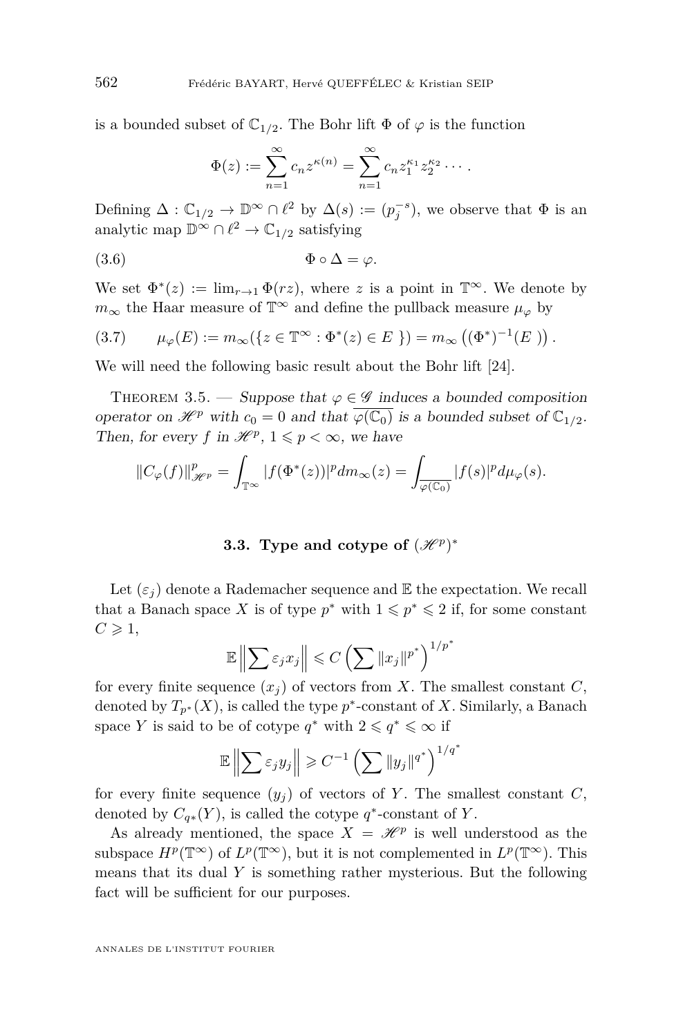is a bounded subset of $\mathbb{C}_{1/2}$. The Bohr lift $\Phi$ of $\varphi$ is the function

$$\Phi(z) := \sum_{n=1}^{\infty} c_n z^{\kappa(n)} = \sum_{n=1}^{\infty} c_n z_1^{\kappa_1} z_2^{\kappa_2} \cdots .$$

Defining $\Delta : \mathbb{C}_{1/2} \to \mathbb{D}^\infty \cap \ell^2$ by $\Delta(s) := (p_j^{-s})$, we observe that $\Phi$ is an analytic map $\mathbb{D}^\infty \cap \ell^2 \to \mathbb{C}_{1/2}$ satisfying

$$\Phi \circ \Delta = \varphi. \tag{3.6}$$

We set $\Phi^*(z) := \lim_{r\to 1} \Phi(rz)$, where $z$ is a point in $\mathbb{T}^\infty$. We denote by $m_\infty$ the Haar measure of $\mathbb{T}^\infty$ and define the pullback measure $\mu_\varphi$ by

$$\mu_\varphi(E) := m_\infty(\{z \in \mathbb{T}^\infty : \Phi^*(z) \in E\}) = m_\infty\left((\Phi^*)^{-1}(E)\right). \tag{3.7}$$

We will need the following basic result about the Bohr lift [24].

Theorem 3.5. — *Suppose that $\varphi \in \mathscr{G}$ induces a bounded composition operator on $\mathscr{H}^p$ with $c_0 = 0$ and that $\overline{\varphi(\mathbb{C}_0)}$ is a bounded subset of $\mathbb{C}_{1/2}$. Then, for every $f$ in $\mathscr{H}^p$, $1 \leqslant p < \infty$, we have*

$$\|C_\varphi(f)\|_{\mathscr{H}^p}^p = \int_{\mathbb{T}^\infty} |f(\Phi^*(z))|^p dm_\infty(z) = \int_{\overline{\varphi(\mathbb{C}_0)}} |f(s)|^p d\mu_\varphi(s).$$

### 3.3. Type and cotype of $(\mathscr{H}^p)^*$

Let $(\varepsilon_j)$ denote a Rademacher sequence and $\mathbb{E}$ the expectation. We recall that a Banach space $X$ is of type $p^*$ with $1 \leqslant p^* \leqslant 2$ if, for some constant $C \geqslant 1$,

$$\mathbb{E}\left\|\sum \varepsilon_j x_j\right\| \leqslant C\left(\sum \|x_j\|^{p^*}\right)^{1/p^*}$$

for every finite sequence $(x_j)$ of vectors from $X$. The smallest constant $C$, denoted by $T_{p^*}(X)$, is called the type $p^*$-constant of $X$. Similarly, a Banach space $Y$ is said to be of cotype $q^*$ with $2 \leqslant q^* \leqslant \infty$ if

$$\mathbb{E}\left\|\sum \varepsilon_j y_j\right\| \geqslant C^{-1}\left(\sum \|y_j\|^{q^*}\right)^{1/q^*}$$

for every finite sequence $(y_j)$ of vectors of $Y$. The smallest constant $C$, denoted by $C_{q*}(Y)$, is called the cotype $q^*$-constant of $Y$.

As already mentioned, the space $X = \mathscr{H}^p$ is well understood as the subspace $H^p(\mathbb{T}^\infty)$ of $L^p(\mathbb{T}^\infty)$, but it is not complemented in $L^p(\mathbb{T}^\infty)$. This means that its dual $Y$ is something rather mysterious. But the following fact will be sufficient for our purposes.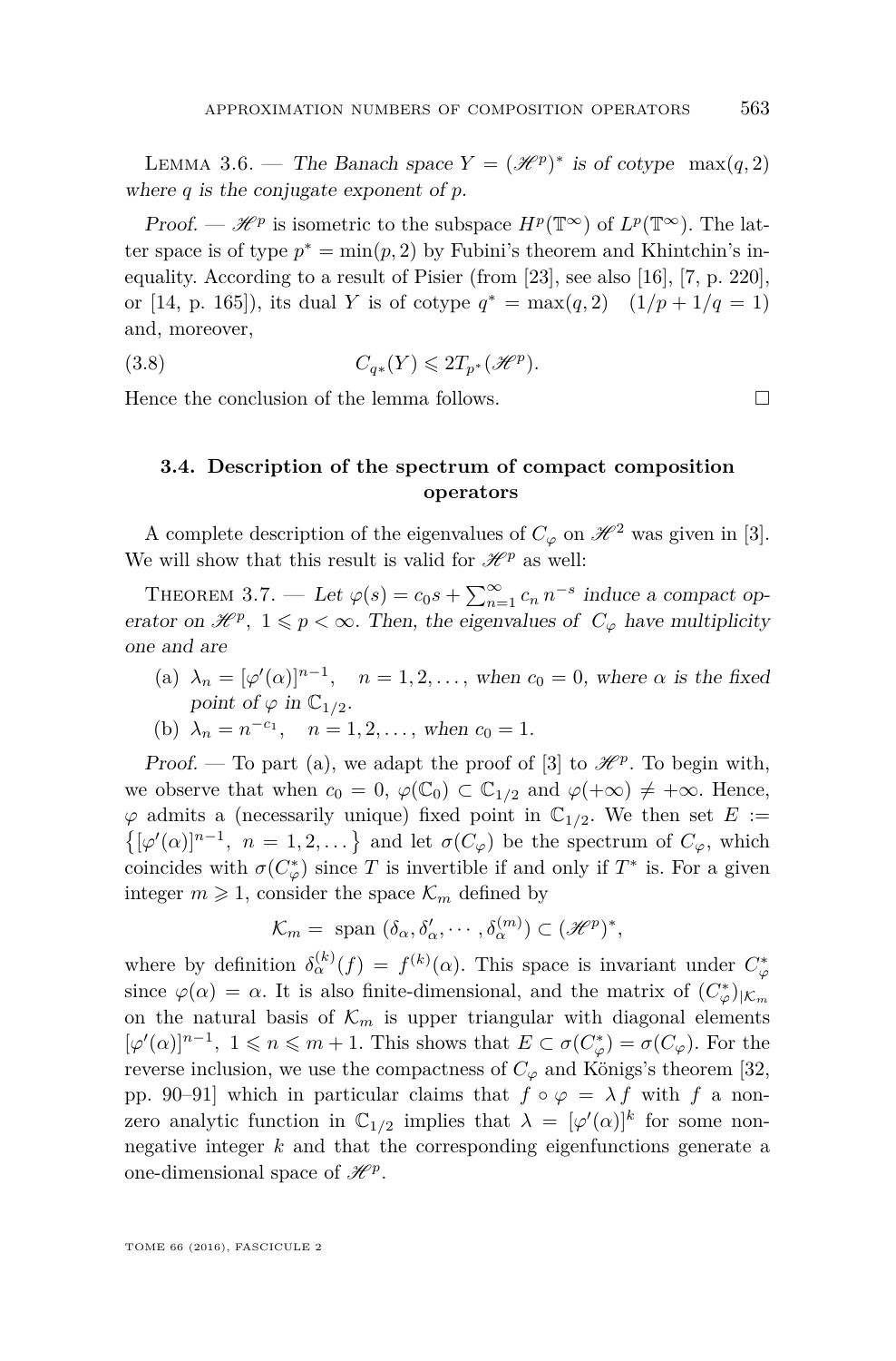Lemma 3.6. — *The Banach space $Y = (\mathscr{H}^p)^*$ is of cotype $\max(q, 2)$ where $q$ is the conjugate exponent of $p$.*

*Proof.* — $\mathscr{H}^p$ is isometric to the subspace $H^p(\mathbb{T}^\infty)$ of $L^p(\mathbb{T}^\infty)$. The latter space is of type $p^* = \min(p, 2)$ by Fubini's theorem and Khintchin's inequality. According to a result of Pisier (from [23], see also [16], [7, p. 220], or [14, p. 165]), its dual $Y$ is of cotype $q^* = \max(q, 2)$ $\quad (1/p + 1/q = 1)$ and, moreover,

$$C_{q*}(Y) \leqslant 2T_{p^*}(\mathscr{H}^p). \tag{3.8}$$

Hence the conclusion of the lemma follows. □

### 3.4. Description of the spectrum of compact composition operators

A complete description of the eigenvalues of $C_\varphi$ on $\mathscr{H}^2$ was given in [3]. We will show that this result is valid for $\mathscr{H}^p$ as well:

Theorem 3.7. — *Let $\varphi(s) = c_0 s + \sum_{n=1}^{\infty} c_n\, n^{-s}$ induce a compact operator on $\mathscr{H}^p$, $1 \leqslant p < \infty$. Then, the eigenvalues of $C_\varphi$ have multiplicity one and are*

(a) $\lambda_n = [\varphi'(\alpha)]^{n-1}$, $\quad n = 1, 2, \ldots$, *when $c_0 = 0$, where $\alpha$ is the fixed point of $\varphi$ in $\mathbb{C}_{1/2}$.*

(b) $\lambda_n = n^{-c_1}$, $\quad n = 1, 2, \ldots$, *when $c_0 = 1$.*

*Proof.* — To part (a), we adapt the proof of [3] to $\mathscr{H}^p$. To begin with, we observe that when $c_0 = 0$, $\varphi(\mathbb{C}_0) \subset \mathbb{C}_{1/2}$ and $\varphi(+\infty) \neq +\infty$. Hence, $\varphi$ admits a (necessarily unique) fixed point in $\mathbb{C}_{1/2}$. We then set $E := \big\{[\varphi'(\alpha)]^{n-1},\ n = 1, 2, \ldots\big\}$ and let $\sigma(C_\varphi)$ be the spectrum of $C_\varphi$, which coincides with $\sigma(C_\varphi^*)$ since $T$ is invertible if and only if $T^*$ is. For a given integer $m \geqslant 1$, consider the space $\mathcal{K}_m$ defined by

$$\mathcal{K}_m = \text{ span } (\delta_\alpha, \delta'_\alpha, \cdots, \delta_\alpha^{(m)}) \subset (\mathscr{H}^p)^*,$$

where by definition $\delta_\alpha^{(k)}(f) = f^{(k)}(\alpha)$. This space is invariant under $C_\varphi^*$ since $\varphi(\alpha) = \alpha$. It is also finite-dimensional, and the matrix of $(C_\varphi^*)_{|\mathcal{K}_m}$ on the natural basis of $\mathcal{K}_m$ is upper triangular with diagonal elements $[\varphi'(\alpha)]^{n-1}$, $1 \leqslant n \leqslant m+1$. This shows that $E \subset \sigma(C_\varphi^*) = \sigma(C_\varphi)$. For the reverse inclusion, we use the compactness of $C_\varphi$ and Königs's theorem [32, pp. 90–91] which in particular claims that $f \circ \varphi = \lambda f$ with $f$ a nonzero analytic function in $\mathbb{C}_{1/2}$ implies that $\lambda = [\varphi'(\alpha)]^k$ for some nonnegative integer $k$ and that the corresponding eigenfunctions generate a one-dimensional space of $\mathscr{H}^p$.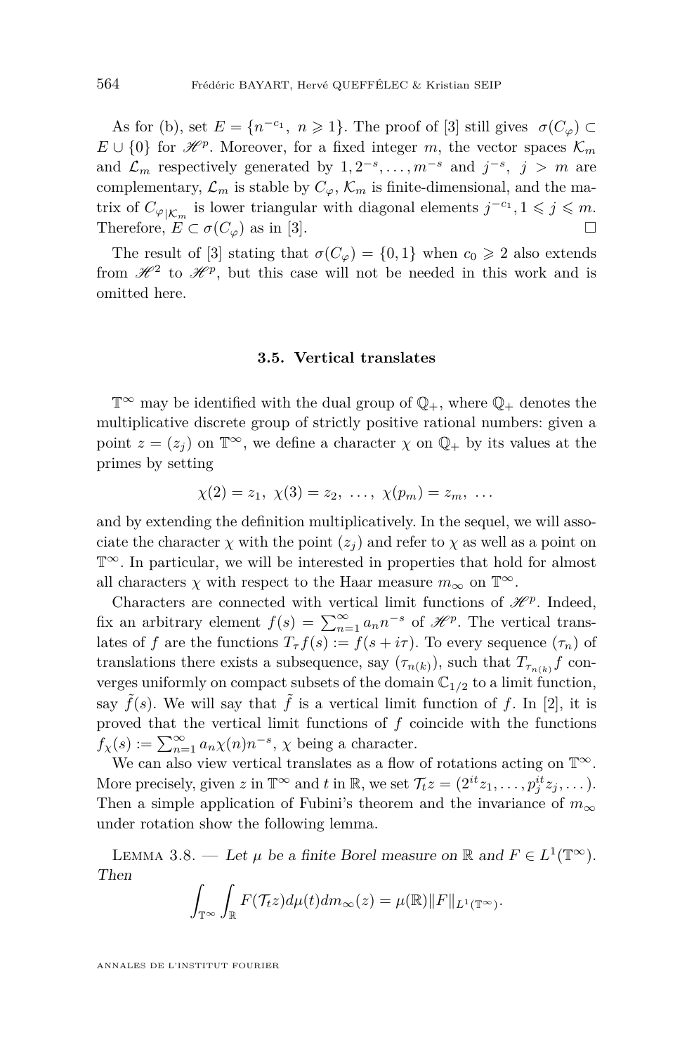As for (b), set $E = \{n^{-c_1},\ n \geqslant 1\}$. The proof of [3] still gives $\sigma(C_\varphi) \subset E \cup \{0\}$ for $\mathscr{H}^p$. Moreover, for a fixed integer $m$, the vector spaces $\mathcal{K}_m$ and $\mathcal{L}_m$ respectively generated by $1, 2^{-s}, \dots, m^{-s}$ and $j^{-s},\ j > m$ are complementary, $\mathcal{L}_m$ is stable by $C_\varphi$, $\mathcal{K}_m$ is finite-dimensional, and the matrix of $C_{\varphi|\mathcal{K}_m}$ is lower triangular with diagonal elements $j^{-c_1}, 1 \leqslant j \leqslant m$. Therefore, $E \subset \sigma(C_\varphi)$ as in [3]. □

The result of [3] stating that $\sigma(C_\varphi) = \{0, 1\}$ when $c_0 \geqslant 2$ also extends from $\mathscr{H}^2$ to $\mathscr{H}^p$, but this case will not be needed in this work and is omitted here.

### 3.5. Vertical translates

$\mathbb{T}^\infty$ may be identified with the dual group of $\mathbb{Q}_+$, where $\mathbb{Q}_+$ denotes the multiplicative discrete group of strictly positive rational numbers: given a point $z = (z_j)$ on $\mathbb{T}^\infty$, we define a character $\chi$ on $\mathbb{Q}_+$ by its values at the primes by setting

$$\chi(2) = z_1,\ \chi(3) = z_2,\ \dots,\ \chi(p_m) = z_m,\ \dots$$

and by extending the definition multiplicatively. In the sequel, we will associate the character $\chi$ with the point $(z_j)$ and refer to $\chi$ as well as a point on $\mathbb{T}^\infty$. In particular, we will be interested in properties that hold for almost all characters $\chi$ with respect to the Haar measure $m_\infty$ on $\mathbb{T}^\infty$.

Characters are connected with vertical limit functions of $\mathscr{H}^p$. Indeed, fix an arbitrary element $f(s) = \sum_{n=1}^\infty a_n n^{-s}$ of $\mathscr{H}^p$. The vertical translates of $f$ are the functions $T_\tau f(s) := f(s + i\tau)$. To every sequence $(\tau_n)$ of translations there exists a subsequence, say $(\tau_{n(k)})$, such that $T_{\tau_{n(k)}} f$ converges uniformly on compact subsets of the domain $\mathbb{C}_{1/2}$ to a limit function, say $\tilde{f}(s)$. We will say that $\tilde{f}$ is a vertical limit function of $f$. In [2], it is proved that the vertical limit functions of $f$ coincide with the functions $f_\chi(s) := \sum_{n=1}^\infty a_n \chi(n) n^{-s}$, $\chi$ being a character.

We can also view vertical translates as a flow of rotations acting on $\mathbb{T}^\infty$. More precisely, given $z$ in $\mathbb{T}^\infty$ and $t$ in $\mathbb{R}$, we set $\mathcal{T}_t z = (2^{it} z_1, \dots, p_j^{it} z_j, \dots)$. Then a simple application of Fubini's theorem and the invariance of $m_\infty$ under rotation show the following lemma.

Lemma 3.8. — *Let $\mu$ be a finite Borel measure on $\mathbb{R}$ and $F \in L^1(\mathbb{T}^\infty)$. Then*

$$\int_{\mathbb{T}^\infty} \int_{\mathbb{R}} F(\mathcal{T}_t z) d\mu(t) dm_\infty(z) = \mu(\mathbb{R}) \|F\|_{L^1(\mathbb{T}^\infty)}.$$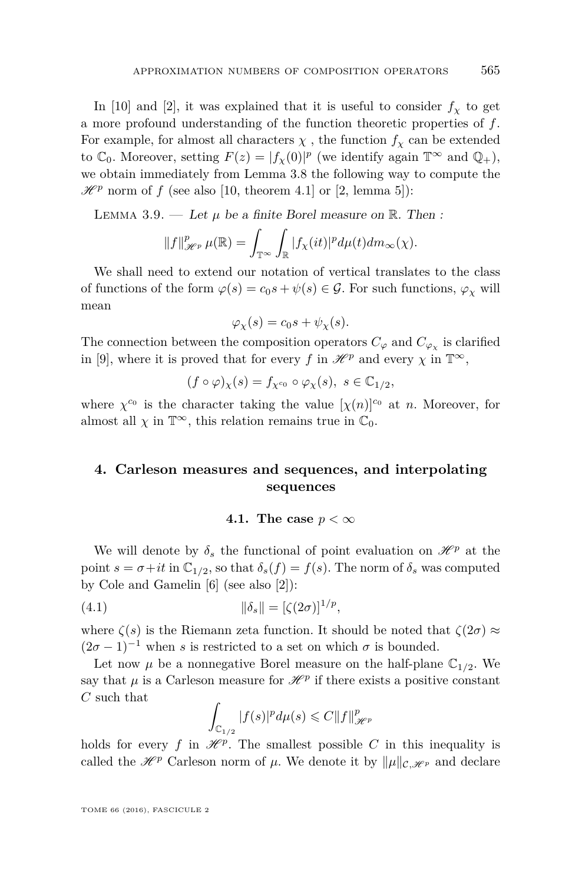In [10] and [2], it was explained that it is useful to consider $f_\chi$ to get a more profound understanding of the function theoretic properties of $f$. For example, for almost all characters $\chi$ , the function $f_\chi$ can be extended to $\mathbb{C}_0$. Moreover, setting $F(z) = |f_\chi(0)|^p$ (we identify again $\mathbb{T}^\infty$ and $\mathbb{Q}_+$), we obtain immediately from Lemma 3.8 the following way to compute the $\mathscr{H}^p$ norm of $f$ (see also [10, theorem 4.1] or [2, lemma 5]):

Lemma 3.9. — *Let $\mu$ be a finite Borel measure on $\mathbb{R}$. Then :*

$$\|f\|_{\mathscr{H}^p}^p \mu(\mathbb{R}) = \int_{\mathbb{T}^\infty} \int_{\mathbb{R}} |f_\chi(it)|^p d\mu(t) dm_\infty(\chi).$$

We shall need to extend our notation of vertical translates to the class of functions of the form $\varphi(s) = c_0 s + \psi(s) \in \mathcal{G}$. For such functions, $\varphi_\chi$ will mean

$$\varphi_\chi(s) = c_0 s + \psi_\chi(s).$$

The connection between the composition operators $C_\varphi$ and $C_{\varphi_\chi}$ is clarified in [9], where it is proved that for every $f$ in $\mathscr{H}^p$ and every $\chi$ in $\mathbb{T}^\infty$,

$$(f \circ \varphi)_\chi(s) = f_{\chi^{c_0}} \circ \varphi_\chi(s), \ s \in \mathbb{C}_{1/2},$$

where $\chi^{c_0}$ is the character taking the value $[\chi(n)]^{c_0}$ at $n$. Moreover, for almost all $\chi$ in $\mathbb{T}^\infty$, this relation remains true in $\mathbb{C}_0$.

## 4. Carleson measures and sequences, and interpolating sequences

### 4.1. The case $p < \infty$

We will denote by $\delta_s$ the functional of point evaluation on $\mathscr{H}^p$ at the point $s = \sigma + it$ in $\mathbb{C}_{1/2}$, so that $\delta_s(f) = f(s)$. The norm of $\delta_s$ was computed by Cole and Gamelin [6] (see also [2]):

$$\|\delta_s\| = [\zeta(2\sigma)]^{1/p}, \tag{4.1}$$

where $\zeta(s)$ is the Riemann zeta function. It should be noted that $\zeta(2\sigma) \approx (2\sigma - 1)^{-1}$ when $s$ is restricted to a set on which $\sigma$ is bounded.

Let now $\mu$ be a nonnegative Borel measure on the half-plane $\mathbb{C}_{1/2}$. We say that $\mu$ is a Carleson measure for $\mathscr{H}^p$ if there exists a positive constant $C$ such that

$$\int_{\mathbb{C}_{1/2}} |f(s)|^p d\mu(s) \leqslant C \|f\|_{\mathscr{H}^p}^p$$

holds for every $f$ in $\mathscr{H}^p$. The smallest possible $C$ in this inequality is called the $\mathscr{H}^p$ Carleson norm of $\mu$. We denote it by $\|\mu\|_{\mathcal{C},\mathscr{H}^p}$ and declare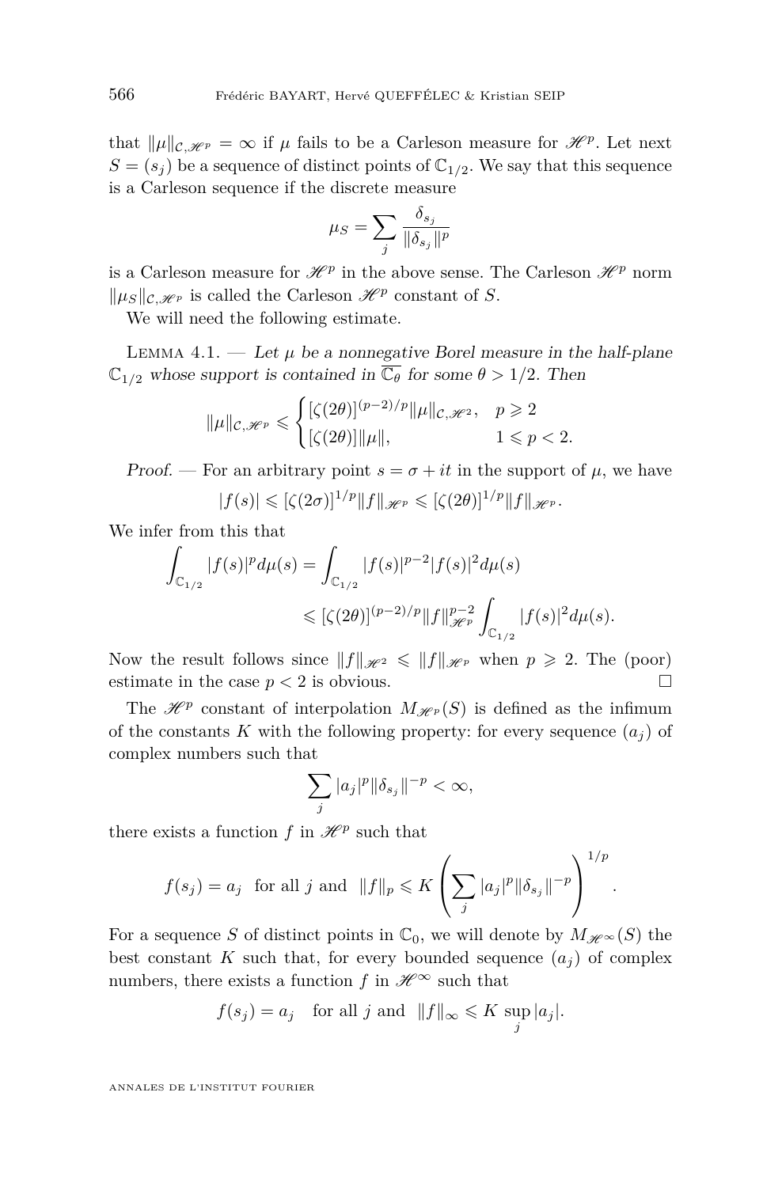that $\|\mu\|_{\mathcal{C},\mathscr{H}^p} = \infty$ if $\mu$ fails to be a Carleson measure for $\mathscr{H}^p$. Let next $S = (s_j)$ be a sequence of distinct points of $\mathbb{C}_{1/2}$. We say that this sequence is a Carleson sequence if the discrete measure

$$\mu_S = \sum_j \frac{\delta_{s_j}}{\|\delta_{s_j}\|^p}$$

is a Carleson measure for $\mathscr{H}^p$ in the above sense. The Carleson $\mathscr{H}^p$ norm $\|\mu_S\|_{\mathcal{C},\mathscr{H}^p}$ is called the Carleson $\mathscr{H}^p$ constant of $S$.

We will need the following estimate.

Lemma 4.1. — *Let $\mu$ be a nonnegative Borel measure in the half-plane $\mathbb{C}_{1/2}$ whose support is contained in $\overline{\mathbb{C}_\theta}$ for some $\theta > 1/2$. Then*

$$\|\mu\|_{\mathcal{C},\mathscr{H}^p} \leqslant \begin{cases} [\zeta(2\theta)]^{(p-2)/p}\|\mu\|_{\mathcal{C},\mathscr{H}^2}, & p \geqslant 2 \\ [\zeta(2\theta)]\|\mu\|, & 1 \leqslant p < 2. \end{cases}$$

*Proof.* — For an arbitrary point $s = \sigma + it$ in the support of $\mu$, we have

$$|f(s)| \leqslant [\zeta(2\sigma)]^{1/p}\|f\|_{\mathscr{H}^p} \leqslant [\zeta(2\theta)]^{1/p}\|f\|_{\mathscr{H}^p}.$$

We infer from this that

$$\begin{aligned} \int_{\mathbb{C}_{1/2}} |f(s)|^p d\mu(s) &= \int_{\mathbb{C}_{1/2}} |f(s)|^{p-2}|f(s)|^2 d\mu(s) \\ &\leqslant [\zeta(2\theta)]^{(p-2)/p}\|f\|_{\mathscr{H}^p}^{p-2} \int_{\mathbb{C}_{1/2}} |f(s)|^2 d\mu(s). \end{aligned}$$

Now the result follows since $\|f\|_{\mathscr{H}^2} \leqslant \|f\|_{\mathscr{H}^p}$ when $p \geqslant 2$. The (poor) estimate in the case $p < 2$ is obvious. $\square$

The $\mathscr{H}^p$ constant of interpolation $M_{\mathscr{H}^p}(S)$ is defined as the infimum of the constants $K$ with the following property: for every sequence $(a_j)$ of complex numbers such that

$$\sum_j |a_j|^p \|\delta_{s_j}\|^{-p} < \infty,$$

there exists a function $f$ in $\mathscr{H}^p$ such that

$$f(s_j) = a_j \quad \text{for all } j \text{ and } \quad \|f\|_p \leqslant K \left( \sum_j |a_j|^p \|\delta_{s_j}\|^{-p} \right)^{1/p}.$$

For a sequence $S$ of distinct points in $\mathbb{C}_0$, we will denote by $M_{\mathscr{H}^\infty}(S)$ the best constant $K$ such that, for every bounded sequence $(a_j)$ of complex numbers, there exists a function $f$ in $\mathscr{H}^\infty$ such that

$$f(s_j) = a_j \quad \text{for all } j \text{ and } \quad \|f\|_\infty \leqslant K \sup_j |a_j|.$$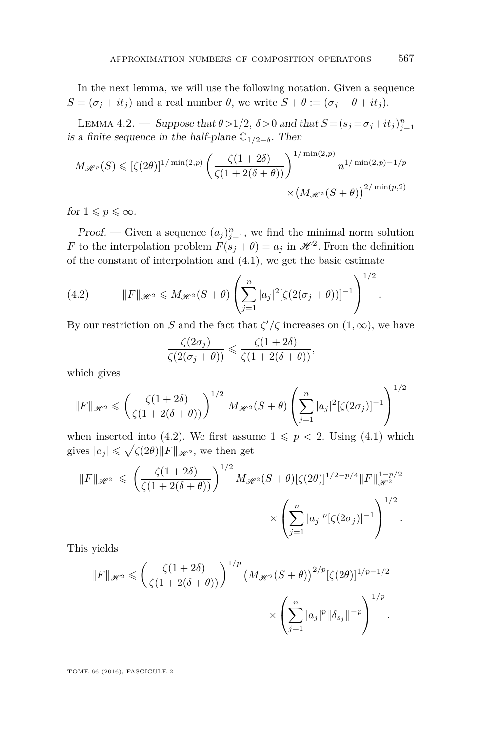In the next lemma, we will use the following notation. Given a sequence $S = (\sigma_j + it_j)$ and a real number $\theta$, we write $S + \theta := (\sigma_j + \theta + it_j)$.

Lemma 4.2. — *Suppose that $\theta > 1/2$, $\delta > 0$ and that $S = (s_j = \sigma_j + it_j)_{j=1}^n$ is a finite sequence in the half-plane $\mathbb{C}_{1/2+\delta}$. Then*

$$M_{\mathscr{H}^p}(S) \leqslant [\zeta(2\theta)]^{1/\min(2,p)} \left(\frac{\zeta(1+2\delta)}{\zeta(1+2(\delta+\theta))}\right)^{1/\min(2,p)} n^{1/\min(2,p)-1/p} \times \big(M_{\mathscr{H}^2}(S+\theta)\big)^{2/\min(p,2)}$$

*for $1 \leqslant p \leqslant \infty$.*

*Proof.* — Given a sequence $(a_j)_{j=1}^n$, we find the minimal norm solution $F$ to the interpolation problem $F(s_j + \theta) = a_j$ in $\mathscr{H}^2$. From the definition of the constant of interpolation and (4.1), we get the basic estimate

$$\|F\|_{\mathscr{H}^2} \leqslant M_{\mathscr{H}^2}(S+\theta) \left(\sum_{j=1}^n |a_j|^2 [\zeta(2(\sigma_j+\theta))]^{-1}\right)^{1/2}. \tag{4.2}$$

By our restriction on $S$ and the fact that $\zeta'/\zeta$ increases on $(1,\infty)$, we have

$$\frac{\zeta(2\sigma_j)}{\zeta(2(\sigma_j+\theta))} \leqslant \frac{\zeta(1+2\delta)}{\zeta(1+2(\delta+\theta))},$$

which gives

$$\|F\|_{\mathscr{H}^2} \leqslant \left(\frac{\zeta(1+2\delta)}{\zeta(1+2(\delta+\theta))}\right)^{1/2} M_{\mathscr{H}^2}(S+\theta) \left(\sum_{j=1}^n |a_j|^2 [\zeta(2\sigma_j)]^{-1}\right)^{1/2}$$

when inserted into (4.2). We first assume $1 \leqslant p < 2$. Using (4.1) which gives $|a_j| \leqslant \sqrt{\zeta(2\theta)}\|F\|_{\mathscr{H}^2}$, we then get

$$\|F\|_{\mathscr{H}^2} \leqslant \left(\frac{\zeta(1+2\delta)}{\zeta(1+2(\delta+\theta))}\right)^{1/2} M_{\mathscr{H}^2}(S+\theta) [\zeta(2\theta)]^{1/2-p/4} \|F\|_{\mathscr{H}^2}^{1-p/2} \times \left(\sum_{j=1}^n |a_j|^p [\zeta(2\sigma_j)]^{-1}\right)^{1/2}.$$

This yields

$$\|F\|_{\mathscr{H}^2} \leqslant \left(\frac{\zeta(1+2\delta)}{\zeta(1+2(\delta+\theta))}\right)^{1/p} \big(M_{\mathscr{H}^2}(S+\theta)\big)^{2/p} [\zeta(2\theta)]^{1/p-1/2} \times \left(\sum_{j=1}^n |a_j|^p \|\delta_{s_j}\|^{-p}\right)^{1/p}.$$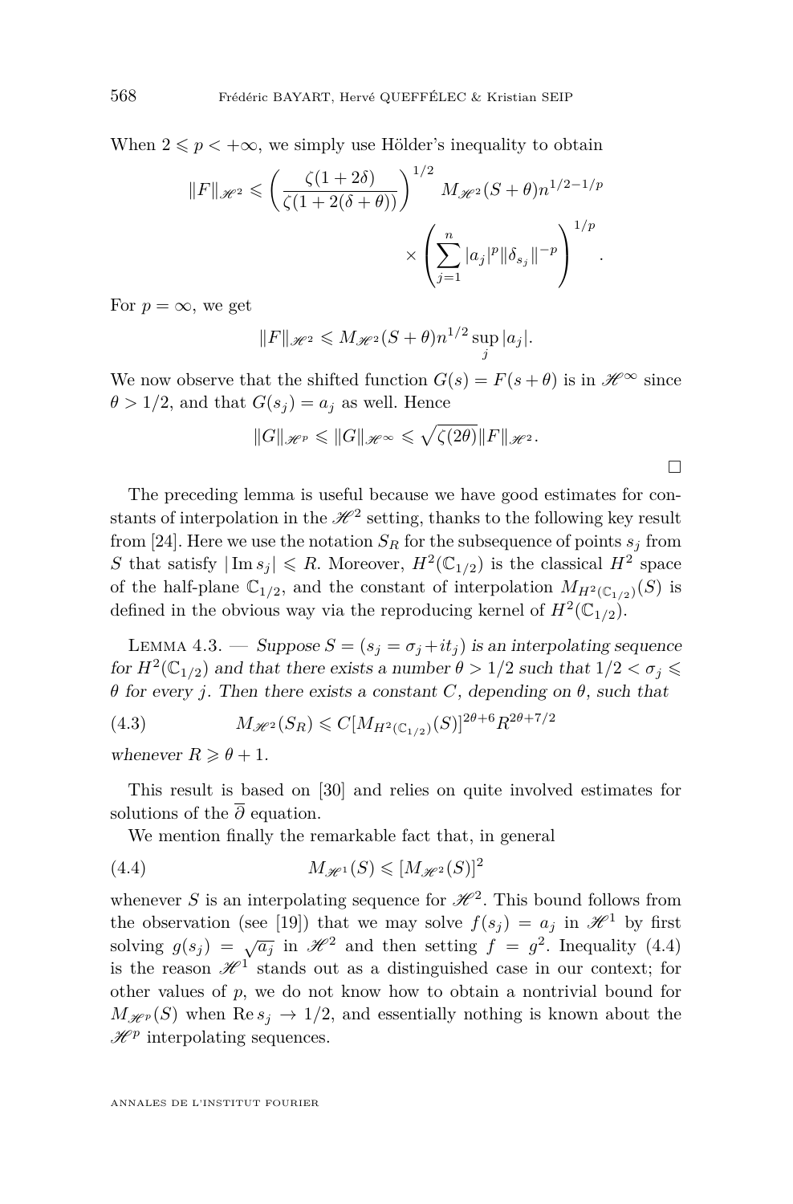When $2 \leqslant p < +\infty$, we simply use Hölder's inequality to obtain

$$\|F\|_{\mathscr{H}^2} \leqslant \left( \frac{\zeta(1+2\delta)}{\zeta(1+2(\delta+\theta))} \right)^{1/2} M_{\mathscr{H}^2}(S+\theta) n^{1/2-1/p} \times \left( \sum_{j=1}^{n} |a_j|^p \|\delta_{s_j}\|^{-p} \right)^{1/p}.$$

For $p = \infty$, we get

$$\|F\|_{\mathscr{H}^2} \leqslant M_{\mathscr{H}^2}(S+\theta) n^{1/2} \sup_j |a_j|.$$

We now observe that the shifted function $G(s) = F(s+\theta)$ is in $\mathscr{H}^\infty$ since $\theta > 1/2$, and that $G(s_j) = a_j$ as well. Hence

$$\|G\|_{\mathscr{H}^p} \leqslant \|G\|_{\mathscr{H}^\infty} \leqslant \sqrt{\zeta(2\theta)} \|F\|_{\mathscr{H}^2}.$$

□

The preceding lemma is useful because we have good estimates for constants of interpolation in the $\mathscr{H}^2$ setting, thanks to the following key result from [24]. Here we use the notation $S_R$ for the subsequence of points $s_j$ from $S$ that satisfy $|\operatorname{Im} s_j| \leqslant R$. Moreover, $H^2(\mathbb{C}_{1/2})$ is the classical $H^2$ space of the half-plane $\mathbb{C}_{1/2}$, and the constant of interpolation $M_{H^2(\mathbb{C}_{1/2})}(S)$ is defined in the obvious way via the reproducing kernel of $H^2(\mathbb{C}_{1/2})$.

Lemma 4.3. — *Suppose $S = (s_j = \sigma_j + it_j)$ is an interpolating sequence for $H^2(\mathbb{C}_{1/2})$ and that there exists a number $\theta > 1/2$ such that $1/2 < \sigma_j \leqslant \theta$ for every $j$. Then there exists a constant $C$, depending on $\theta$, such that*

$$M_{\mathscr{H}^2}(S_R) \leqslant C [M_{H^2(\mathbb{C}_{1/2})}(S)]^{2\theta+6} R^{2\theta+7/2} \tag{4.3}$$

*whenever $R \geqslant \theta + 1$.*

This result is based on [30] and relies on quite involved estimates for solutions of the $\overline{\partial}$ equation.

We mention finally the remarkable fact that, in general

$$M_{\mathscr{H}^1}(S) \leqslant [M_{\mathscr{H}^2}(S)]^2 \tag{4.4}$$

whenever $S$ is an interpolating sequence for $\mathscr{H}^2$. This bound follows from the observation (see [19]) that we may solve $f(s_j) = a_j$ in $\mathscr{H}^1$ by first solving $g(s_j) = \sqrt{a_j}$ in $\mathscr{H}^2$ and then setting $f = g^2$. Inequality (4.4) is the reason $\mathscr{H}^1$ stands out as a distinguished case in our context; for other values of $p$, we do not know how to obtain a nontrivial bound for $M_{\mathscr{H}^p}(S)$ when $\operatorname{Re} s_j \to 1/2$, and essentially nothing is known about the $\mathscr{H}^p$ interpolating sequences.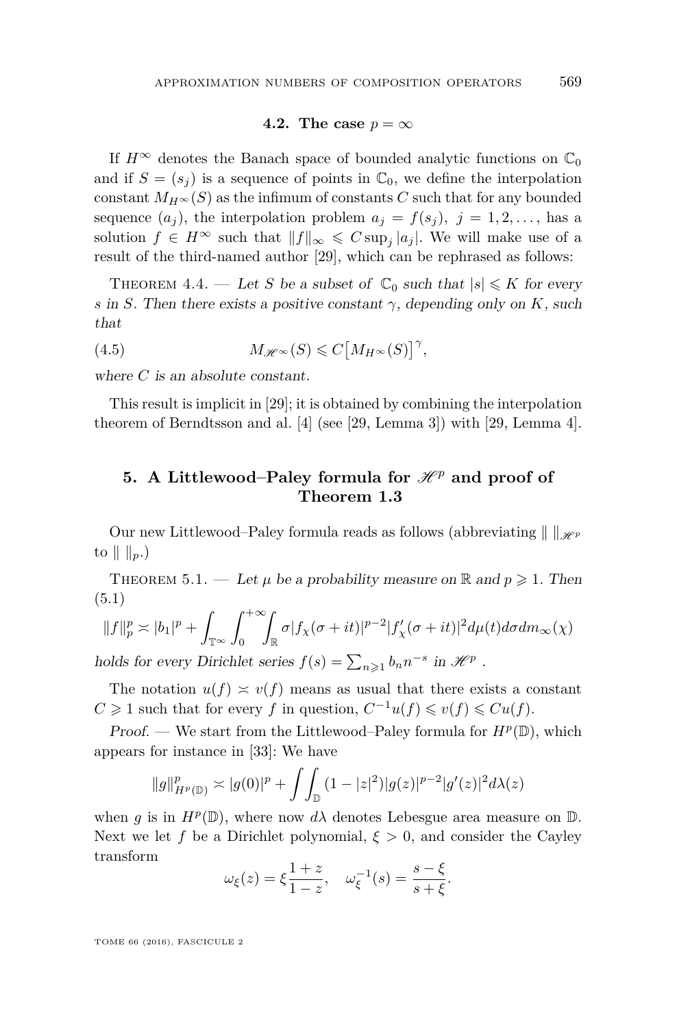### 4.2. The case $p = \infty$

If $H^\infty$ denotes the Banach space of bounded analytic functions on $\mathbb{C}_0$ and if $S = (s_j)$ is a sequence of points in $\mathbb{C}_0$, we define the interpolation constant $M_{H^\infty}(S)$ as the infimum of constants $C$ such that for any bounded sequence $(a_j)$, the interpolation problem $a_j = f(s_j)$, $j = 1, 2, \dots$, has a solution $f \in H^\infty$ such that $\|f\|_\infty \leqslant C \sup_j |a_j|$. We will make use of a result of the third-named author [29], which can be rephrased as follows:

Theorem 4.4. — *Let $S$ be a subset of $\mathbb{C}_0$ such that $|s| \leqslant K$ for every $s$ in $S$. Then there exists a positive constant $\gamma$, depending only on $K$, such that*

$$M_{\mathscr{H}^\infty}(S) \leqslant C\big[M_{H^\infty}(S)\big]^\gamma, \tag{4.5}$$

*where $C$ is an absolute constant.*

This result is implicit in [29]; it is obtained by combining the interpolation theorem of Berndtsson and al. [4] (see [29, Lemma 3]) with [29, Lemma 4].

## 5. A Littlewood–Paley formula for $\mathscr{H}^p$ and proof of Theorem 1.3

Our new Littlewood–Paley formula reads as follows (abbreviating $\|\ \|_{\mathscr{H}^p}$ to $\|\ \|_p$.)

Theorem 5.1. — *Let $\mu$ be a probability measure on $\mathbb{R}$ and $p \geqslant 1$. Then*

$$\|f\|_p^p \asymp |b_1|^p + \int_{\mathbb{T}^\infty}\int_0^{+\infty}\int_{\mathbb{R}} \sigma |f_\chi(\sigma+it)|^{p-2}|f'_\chi(\sigma+it)|^2 d\mu(t)d\sigma dm_\infty(\chi) \tag{5.1}$$

*holds for every Dirichlet series $f(s) = \sum_{n\geqslant 1} b_n n^{-s}$ in $\mathscr{H}^p$ .*

The notation $u(f) \asymp v(f)$ means as usual that there exists a constant $C \geqslant 1$ such that for every $f$ in question, $C^{-1}u(f) \leqslant v(f) \leqslant Cu(f)$.

*Proof.* — We start from the Littlewood–Paley formula for $H^p(\mathbb{D})$, which appears for instance in [33]: We have

$$\|g\|^p_{H^p(\mathbb{D})} \asymp |g(0)|^p + \iint_{\mathbb{D}} (1-|z|^2)|g(z)|^{p-2}|g'(z)|^2 d\lambda(z)$$

when $g$ is in $H^p(\mathbb{D})$, where now $d\lambda$ denotes Lebesgue area measure on $\mathbb{D}$. Next we let $f$ be a Dirichlet polynomial, $\xi > 0$, and consider the Cayley transform

$$\omega_\xi(z) = \xi\frac{1+z}{1-z}, \quad \omega_\xi^{-1}(s) = \frac{s-\xi}{s+\xi}.$$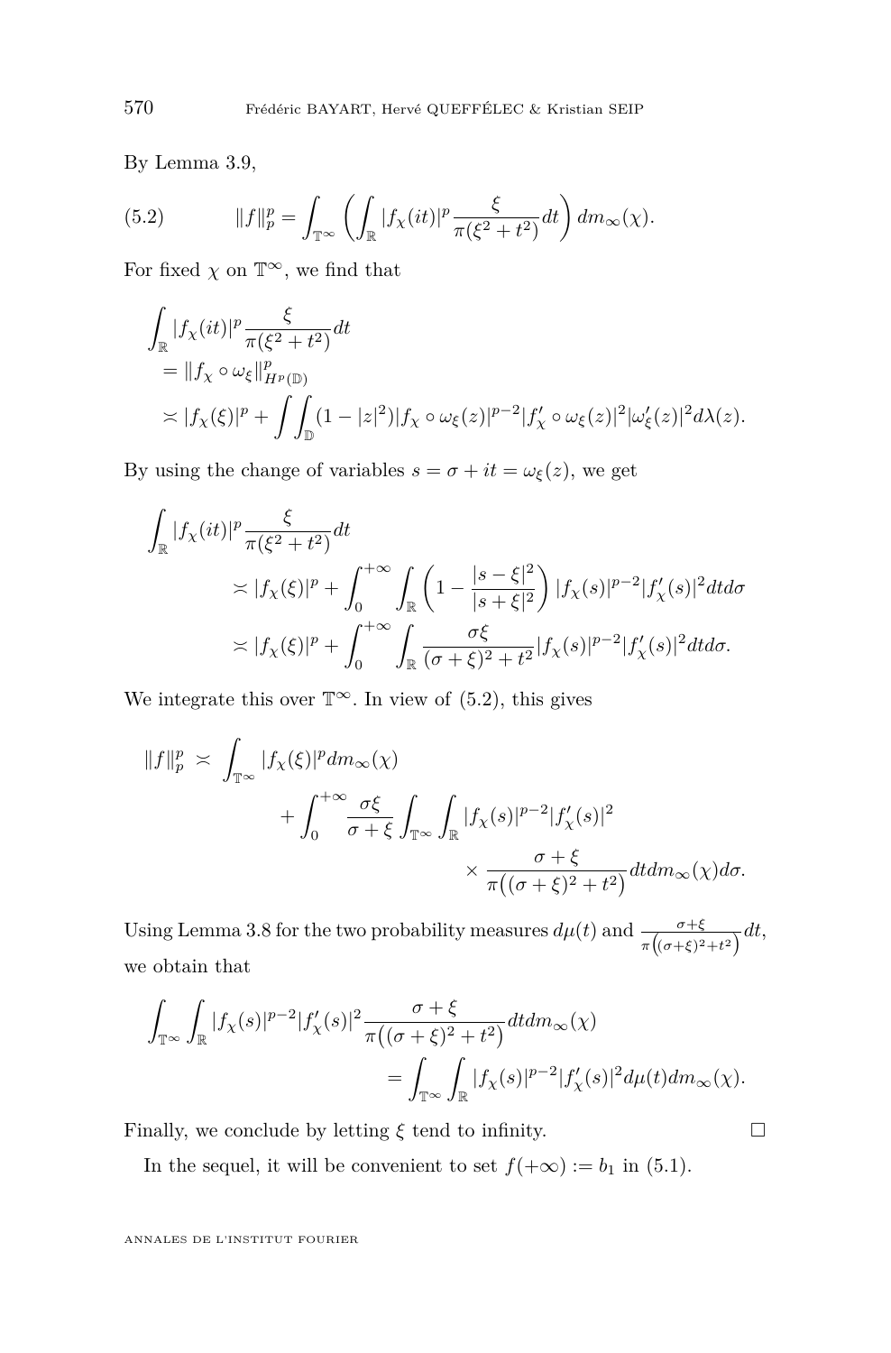By Lemma 3.9,

$$\|f\|_p^p = \int_{\mathbb{T}^\infty} \left( \int_{\mathbb{R}} |f_\chi(it)|^p \frac{\xi}{\pi(\xi^2+t^2)} dt \right) dm_\infty(\chi). \tag{5.2}$$

For fixed $\chi$ on $\mathbb{T}^\infty$, we find that

$$\begin{aligned}
&\int_{\mathbb{R}} |f_\chi(it)|^p \frac{\xi}{\pi(\xi^2+t^2)} dt \\
&\quad = \|f_\chi \circ \omega_\xi\|_{H^p(\mathbb{D})}^p \\
&\quad \asymp |f_\chi(\xi)|^p + \iint_{\mathbb{D}} (1-|z|^2) |f_\chi \circ \omega_\xi(z)|^{p-2} |f_\chi' \circ \omega_\xi(z)|^2 |\omega_\xi'(z)|^2 d\lambda(z).
\end{aligned}$$

By using the change of variables $s = \sigma + it = \omega_\xi(z)$, we get

$$\begin{aligned}
\int_{\mathbb{R}} |f_\chi(it)|^p \frac{\xi}{\pi(\xi^2+t^2)} dt
&\asymp |f_\chi(\xi)|^p + \int_0^{+\infty} \int_{\mathbb{R}} \left(1 - \frac{|s-\xi|^2}{|s+\xi|^2}\right) |f_\chi(s)|^{p-2} |f_\chi'(s)|^2 dt d\sigma \\
&\asymp |f_\chi(\xi)|^p + \int_0^{+\infty} \int_{\mathbb{R}} \frac{\sigma\xi}{(\sigma+\xi)^2+t^2} |f_\chi(s)|^{p-2} |f_\chi'(s)|^2 dt d\sigma.
\end{aligned}$$

We integrate this over $\mathbb{T}^\infty$. In view of (5.2), this gives

$$\begin{aligned}
\|f\|_p^p \asymp \int_{\mathbb{T}^\infty} &|f_\chi(\xi)|^p dm_\infty(\chi) \\
&+ \int_0^{+\infty} \frac{\sigma\xi}{\sigma+\xi} \int_{\mathbb{T}^\infty} \int_{\mathbb{R}} |f_\chi(s)|^{p-2} |f_\chi'(s)|^2 \\
&\qquad\qquad \times \frac{\sigma+\xi}{\pi\big((\sigma+\xi)^2+t^2\big)} dt dm_\infty(\chi) d\sigma.
\end{aligned}$$

Using Lemma 3.8 for the two probability measures $d\mu(t)$ and $\frac{\sigma+\xi}{\pi\big((\sigma+\xi)^2+t^2\big)} dt$, we obtain that

$$\begin{aligned}
\int_{\mathbb{T}^\infty} \int_{\mathbb{R}} |f_\chi(s)|^{p-2} |f_\chi'(s)|^2 &\frac{\sigma+\xi}{\pi\big((\sigma+\xi)^2+t^2\big)} dt dm_\infty(\chi) \\
&= \int_{\mathbb{T}^\infty} \int_{\mathbb{R}} |f_\chi(s)|^{p-2} |f_\chi'(s)|^2 d\mu(t) dm_\infty(\chi).
\end{aligned}$$

Finally, we conclude by letting $\xi$ tend to infinity. $\square$

In the sequel, it will be convenient to set $f(+\infty) := b_1$ in (5.1).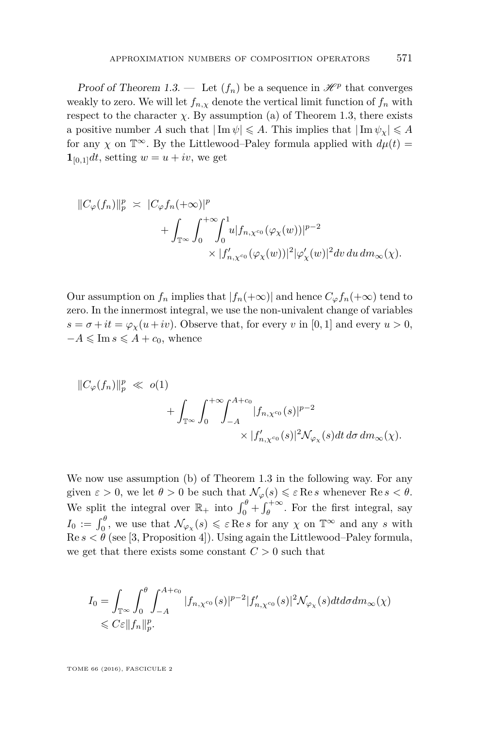*Proof of Theorem 1.3.* — Let $(f_n)$ be a sequence in $\mathscr{H}^p$ that converges weakly to zero. We will let $f_{n,\chi}$ denote the vertical limit function of $f_n$ with respect to the character $\chi$. By assumption (a) of Theorem 1.3, there exists a positive number $A$ such that $|\operatorname{Im}\psi| \leqslant A$. This implies that $|\operatorname{Im}\psi_\chi| \leqslant A$ for any $\chi$ on $\mathbb{T}^\infty$. By the Littlewood–Paley formula applied with $d\mu(t) = \mathbf{1}_{[0,1]}dt$, setting $w = u + iv$, we get

$$\begin{aligned}
\|C_\varphi(f_n)\|_p^p \asymp\ & |C_\varphi f_n(+\infty)|^p \\
&+ \int_{\mathbb{T}^\infty}\int_0^{+\infty}\int_0^1 u|f_{n,\chi^{c_0}}(\varphi_\chi(w))|^{p-2} \\
&\qquad\qquad \times |f'_{n,\chi^{c_0}}(\varphi_\chi(w))|^2|\varphi'_\chi(w)|^2 dv\, du\, dm_\infty(\chi).
\end{aligned}$$

Our assumption on $f_n$ implies that $|f_n(+\infty)|$ and hence $C_\varphi f_n(+\infty)$ tend to zero. In the innermost integral, we use the non-univalent change of variables $s = \sigma + it = \varphi_\chi(u+iv)$. Observe that, for every $v$ in $[0,1]$ and every $u > 0$, $-A \leqslant \operatorname{Im} s \leqslant A + c_0$, whence

$$\begin{aligned}
\|C_\varphi(f_n)\|_p^p \ll\ & o(1) \\
&+ \int_{\mathbb{T}^\infty}\int_0^{+\infty}\int_{-A}^{A+c_0} |f_{n,\chi^{c_0}}(s)|^{p-2} \\
&\qquad\qquad \times |f'_{n,\chi^{c_0}}(s)|^2 \mathcal{N}_{\varphi_\chi}(s) dt\, d\sigma\, dm_\infty(\chi).
\end{aligned}$$

We now use assumption (b) of Theorem 1.3 in the following way. For any given $\varepsilon > 0$, we let $\theta > 0$ be such that $\mathcal{N}_\varphi(s) \leqslant \varepsilon \operatorname{Re} s$ whenever $\operatorname{Re} s < \theta$. We split the integral over $\mathbb{R}_+$ into $\int_0^\theta + \int_\theta^{+\infty}$. For the first integral, say $I_0 := \int_0^\theta$, we use that $\mathcal{N}_{\varphi_\chi}(s) \leqslant \varepsilon \operatorname{Re} s$ for any $\chi$ on $\mathbb{T}^\infty$ and any $s$ with $\operatorname{Re} s < \theta$ (see [3, Proposition 4]). Using again the Littlewood–Paley formula, we get that there exists some constant $C > 0$ such that

$$\begin{aligned}
I_0 &= \int_{\mathbb{T}^\infty}\int_0^\theta \int_{-A}^{A+c_0} |f_{n,\chi^{c_0}}(s)|^{p-2}|f'_{n,\chi^{c_0}}(s)|^2 \mathcal{N}_{\varphi_\chi}(s) dt d\sigma dm_\infty(\chi) \\
&\leqslant C\varepsilon \|f_n\|_p^p.
\end{aligned}$$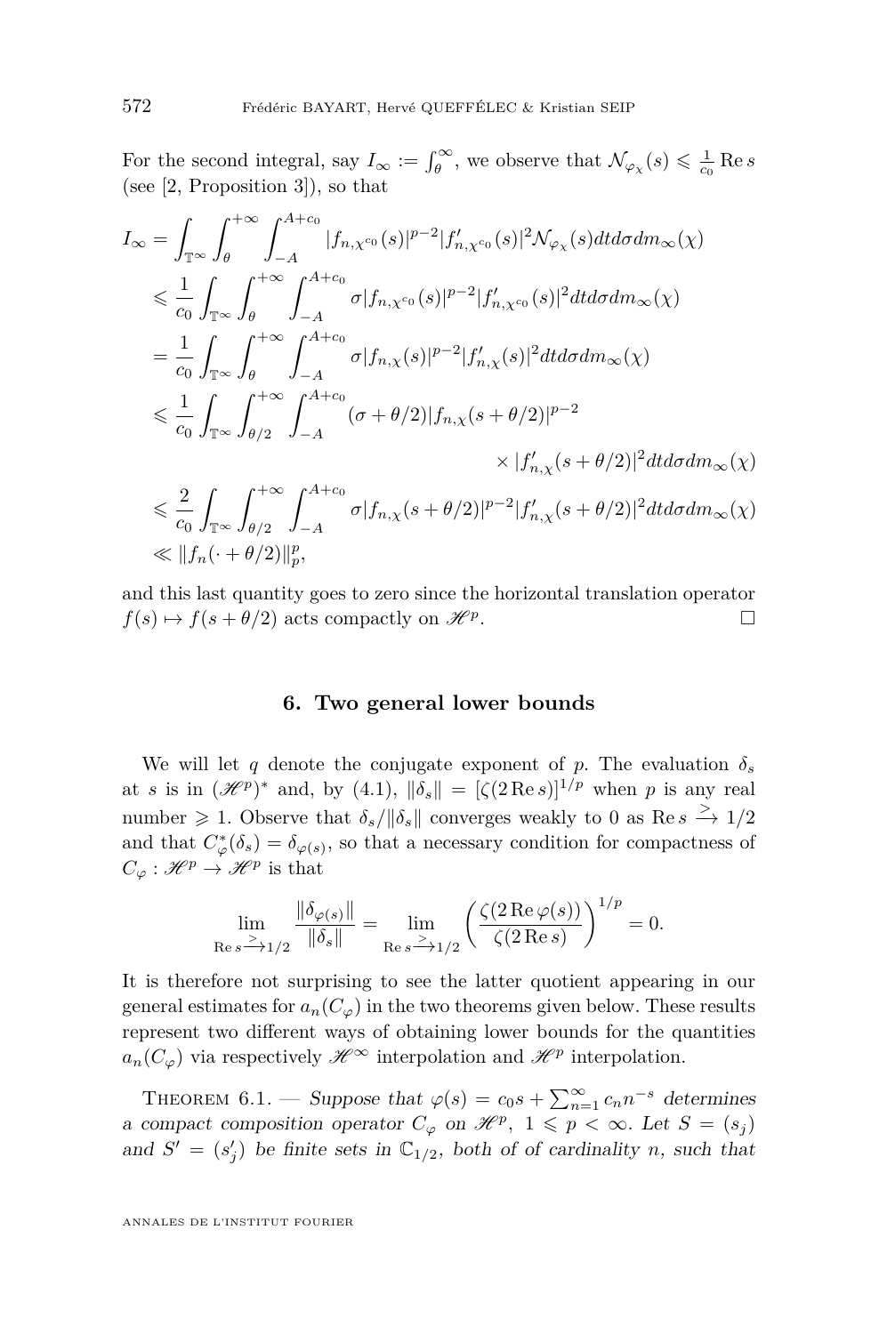For the second integral, say $I_\infty := \int_\theta^\infty$, we observe that $\mathcal{N}_{\varphi_\chi}(s) \leqslant \frac{1}{c_0}\operatorname{Re} s$ (see [2, Proposition 3]), so that

$$
\begin{aligned}
I_\infty &= \int_{\mathbb{T}^\infty}\int_\theta^{+\infty}\int_{-A}^{A+c_0} |f_{n,\chi^{c_0}}(s)|^{p-2}|f'_{n,\chi^{c_0}}(s)|^2\mathcal{N}_{\varphi_\chi}(s)dtd\sigma dm_\infty(\chi)\\
&\leqslant \frac{1}{c_0}\int_{\mathbb{T}^\infty}\int_\theta^{+\infty}\int_{-A}^{A+c_0} \sigma|f_{n,\chi^{c_0}}(s)|^{p-2}|f'_{n,\chi^{c_0}}(s)|^2 dtd\sigma dm_\infty(\chi)\\
&= \frac{1}{c_0}\int_{\mathbb{T}^\infty}\int_\theta^{+\infty}\int_{-A}^{A+c_0} \sigma|f_{n,\chi}(s)|^{p-2}|f'_{n,\chi}(s)|^2 dtd\sigma dm_\infty(\chi)\\
&\leqslant \frac{1}{c_0}\int_{\mathbb{T}^\infty}\int_{\theta/2}^{+\infty}\int_{-A}^{A+c_0} (\sigma+\theta/2)|f_{n,\chi}(s+\theta/2)|^{p-2}\\
&\qquad\qquad\qquad\qquad\times|f'_{n,\chi}(s+\theta/2)|^2 dtd\sigma dm_\infty(\chi)\\
&\leqslant \frac{2}{c_0}\int_{\mathbb{T}^\infty}\int_{\theta/2}^{+\infty}\int_{-A}^{A+c_0} \sigma|f_{n,\chi}(s+\theta/2)|^{p-2}|f'_{n,\chi}(s+\theta/2)|^2 dtd\sigma dm_\infty(\chi)\\
&\ll \|f_n(\cdot+\theta/2)\|_p^p,
\end{aligned}
$$

and this last quantity goes to zero since the horizontal translation operator $f(s)\mapsto f(s+\theta/2)$ acts compactly on $\mathscr{H}^p$. □

## 6. Two general lower bounds

We will let $q$ denote the conjugate exponent of $p$. The evaluation $\delta_s$ at $s$ is in $(\mathscr{H}^p)^*$ and, by (4.1), $\|\delta_s\| = [\zeta(2\operatorname{Re} s)]^{1/p}$ when $p$ is any real number $\geqslant 1$. Observe that $\delta_s/\|\delta_s\|$ converges weakly to 0 as $\operatorname{Re} s \overset{>}{\longrightarrow} 1/2$ and that $C_\varphi^*(\delta_s) = \delta_{\varphi(s)}$, so that a necessary condition for compactness of $C_\varphi : \mathscr{H}^p \to \mathscr{H}^p$ is that

$$
\lim_{\operatorname{Re} s \overset{>}{\longrightarrow} 1/2} \frac{\|\delta_{\varphi(s)}\|}{\|\delta_s\|} = \lim_{\operatorname{Re} s \overset{>}{\longrightarrow} 1/2} \left(\frac{\zeta(2\operatorname{Re}\varphi(s))}{\zeta(2\operatorname{Re} s)}\right)^{1/p} = 0.
$$

It is therefore not surprising to see the latter quotient appearing in our general estimates for $a_n(C_\varphi)$ in the two theorems given below. These results represent two different ways of obtaining lower bounds for the quantities $a_n(C_\varphi)$ via respectively $\mathscr{H}^\infty$ interpolation and $\mathscr{H}^p$ interpolation.

Theorem 6.1. — *Suppose that $\varphi(s) = c_0 s + \sum_{n=1}^\infty c_n n^{-s}$ determines a compact composition operator $C_\varphi$ on $\mathscr{H}^p$, $1 \leqslant p < \infty$. Let $S = (s_j)$ and $S' = (s'_j)$ be finite sets in $\mathbb{C}_{1/2}$, both of of cardinality $n$, such that*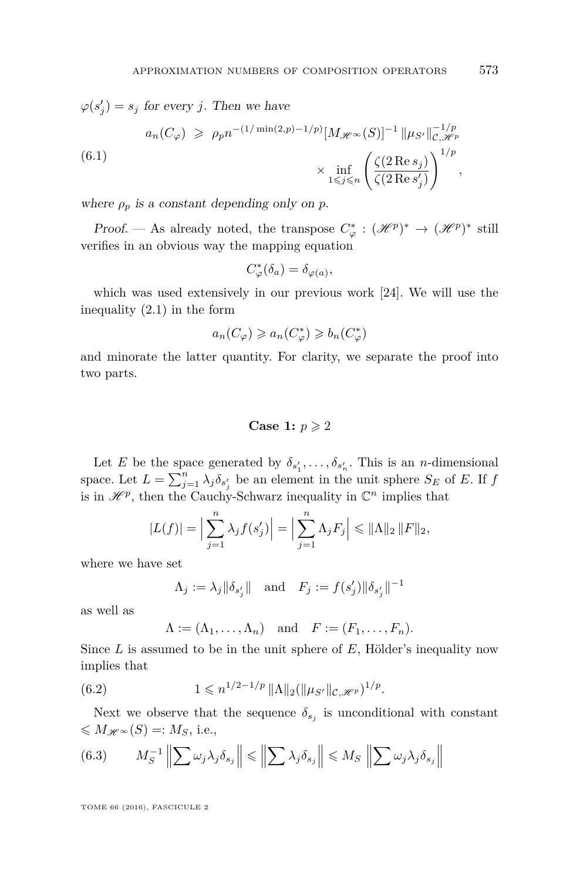*$\varphi(s'_j) = s_j$ for every $j$. Then we have*

$$
\begin{aligned}
a_n(C_\varphi) \;&\geqslant\; \rho_p n^{-(1/\min(2,p)-1/p)} [M_{\mathscr{H}^\infty}(S)]^{-1} \, \|\mu_{S'}\|^{-1/p}_{\mathcal{C},\mathscr{H}^p} \\
&\qquad\qquad \times \inf_{1\leqslant j\leqslant n} \left( \frac{\zeta(2\operatorname{Re} s_j)}{\zeta(2\operatorname{Re} s'_j)} \right)^{1/p},
\end{aligned}
\tag{6.1}
$$

*where $\rho_p$ is a constant depending only on $p$.*

*Proof.* — As already noted, the transpose $C^*_\varphi : (\mathscr{H}^p)^* \to (\mathscr{H}^p)^*$ still verifies in an obvious way the mapping equation

$$C^*_\varphi(\delta_a) = \delta_{\varphi(a)},$$

which was used extensively in our previous work [24]. We will use the inequality (2.1) in the form

$$a_n(C_\varphi) \geqslant a_n(C^*_\varphi) \geqslant b_n(C^*_\varphi)$$

and minorate the latter quantity. For clarity, we separate the proof into two parts.

### Case 1: $p \geqslant 2$

Let $E$ be the space generated by $\delta_{s'_1}, \ldots, \delta_{s'_n}$. This is an $n$-dimensional space. Let $L = \sum_{j=1}^n \lambda_j \delta_{s'_j}$ be an element in the unit sphere $S_E$ of $E$. If $f$ is in $\mathscr{H}^p$, then the Cauchy-Schwarz inequality in $\mathbb{C}^n$ implies that

$$|L(f)| = \Big| \sum_{j=1}^n \lambda_j f(s'_j) \Big| = \Big| \sum_{j=1}^n \Lambda_j F_j \Big| \leqslant \|\Lambda\|_2 \, \|F\|_2,$$

where we have set

$$\Lambda_j := \lambda_j \|\delta_{s'_j}\| \quad \text{and} \quad F_j := f(s'_j) \|\delta_{s'_j}\|^{-1}$$

as well as

$$\Lambda := (\Lambda_1, \ldots, \Lambda_n) \quad \text{and} \quad F := (F_1, \ldots, F_n).$$

Since $L$ is assumed to be in the unit sphere of $E$, Hölder's inequality now implies that

$$1 \leqslant n^{1/2-1/p} \, \|\Lambda\|_2 (\|\mu_{S'}\|_{\mathcal{C},\mathscr{H}^p})^{1/p}. \tag{6.2}$$

Next we observe that the sequence $\delta_{s_j}$ is unconditional with constant $\leqslant M_{\mathscr{H}^\infty}(S) =: M_S$, i.e.,

$$M_S^{-1} \Big\| \sum \omega_j \lambda_j \delta_{s_j} \Big\| \leqslant \Big\| \sum \lambda_j \delta_{s_j} \Big\| \leqslant M_S \, \Big\| \sum \omega_j \lambda_j \delta_{s_j} \Big\| \tag{6.3}$$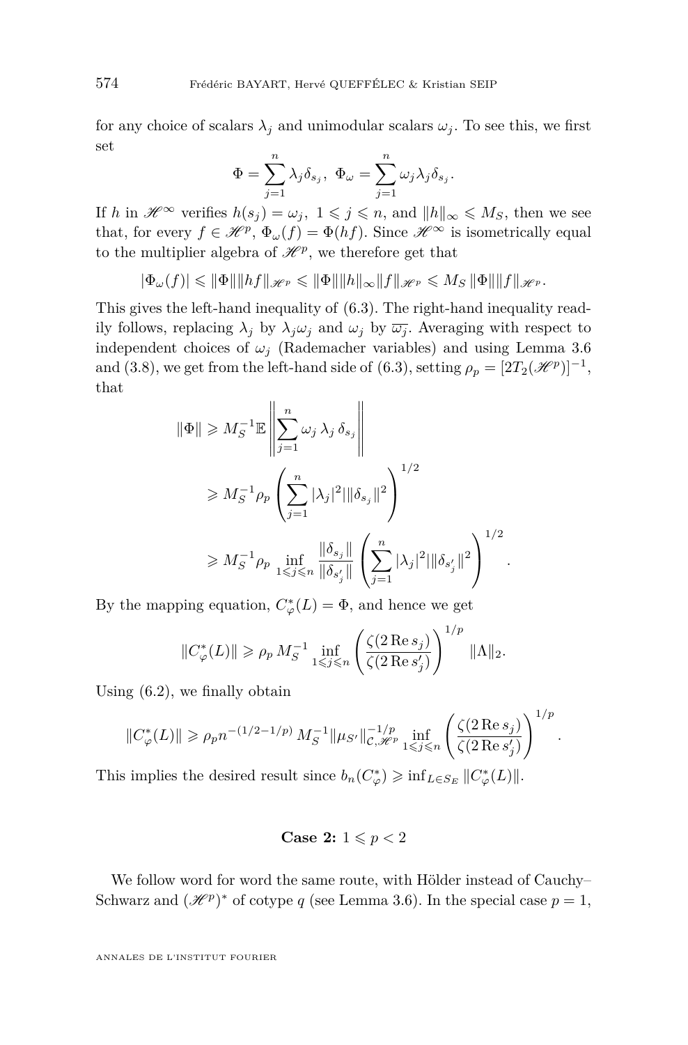for any choice of scalars $\lambda_j$ and unimodular scalars $\omega_j$. To see this, we first set

$$\Phi = \sum_{j=1}^{n} \lambda_j \delta_{s_j}, \ \Phi_\omega = \sum_{j=1}^{n} \omega_j \lambda_j \delta_{s_j}.$$

If $h$ in $\mathscr{H}^\infty$ verifies $h(s_j) = \omega_j$, $1 \leqslant j \leqslant n$, and $\|h\|_\infty \leqslant M_S$, then we see that, for every $f \in \mathscr{H}^p$, $\Phi_\omega(f) = \Phi(hf)$. Since $\mathscr{H}^\infty$ is isometrically equal to the multiplier algebra of $\mathscr{H}^p$, we therefore get that

$$|\Phi_\omega(f)| \leqslant \|\Phi\| \|hf\|_{\mathscr{H}^p} \leqslant \|\Phi\| \|h\|_\infty \|f\|_{\mathscr{H}^p} \leqslant M_S \|\Phi\| \|f\|_{\mathscr{H}^p}.$$

This gives the left-hand inequality of (6.3). The right-hand inequality readily follows, replacing $\lambda_j$ by $\lambda_j \omega_j$ and $\omega_j$ by $\overline{\omega_j}$. Averaging with respect to independent choices of $\omega_j$ (Rademacher variables) and using Lemma 3.6 and (3.8), we get from the left-hand side of (6.3), setting $\rho_p = [2T_2(\mathscr{H}^p)]^{-1}$, that

$$\begin{aligned}
\|\Phi\| &\geqslant M_S^{-1} \mathbb{E} \left\| \sum_{j=1}^{n} \omega_j \, \lambda_j \, \delta_{s_j} \right\| \\
&\geqslant M_S^{-1} \rho_p \left( \sum_{j=1}^{n} |\lambda_j|^2 \|\delta_{s_j}\|^2 \right)^{1/2} \\
&\geqslant M_S^{-1} \rho_p \inf_{1 \leqslant j \leqslant n} \frac{\|\delta_{s_j}\|}{\|\delta_{s'_j}\|} \left( \sum_{j=1}^{n} |\lambda_j|^2 \|\delta_{s'_j}\|^2 \right)^{1/2}.
\end{aligned}$$

By the mapping equation, $C_\varphi^*(L) = \Phi$, and hence we get

$$\|C_\varphi^*(L)\| \geqslant \rho_p \, M_S^{-1} \inf_{1 \leqslant j \leqslant n} \left( \frac{\zeta(2 \operatorname{Re} s_j)}{\zeta(2 \operatorname{Re} s'_j)} \right)^{1/p} \|\Lambda\|_2.$$

Using (6.2), we finally obtain

$$\|C_\varphi^*(L)\| \geqslant \rho_p n^{-(1/2 - 1/p)} \, M_S^{-1} \|\mu_{S'}\|_{\mathcal{C}, \mathscr{H}^p}^{-1/p} \inf_{1 \leqslant j \leqslant n} \left( \frac{\zeta(2 \operatorname{Re} s_j)}{\zeta(2 \operatorname{Re} s'_j)} \right)^{1/p}.$$

This implies the desired result since $b_n(C_\varphi^*) \geqslant \inf_{L \in S_E} \|C_\varphi^*(L)\|$.

**Case 2:** $1 \leqslant p < 2$

We follow word for word the same route, with Hölder instead of Cauchy–Schwarz and $(\mathscr{H}^p)^*$ of cotype $q$ (see Lemma 3.6). In the special case $p = 1$,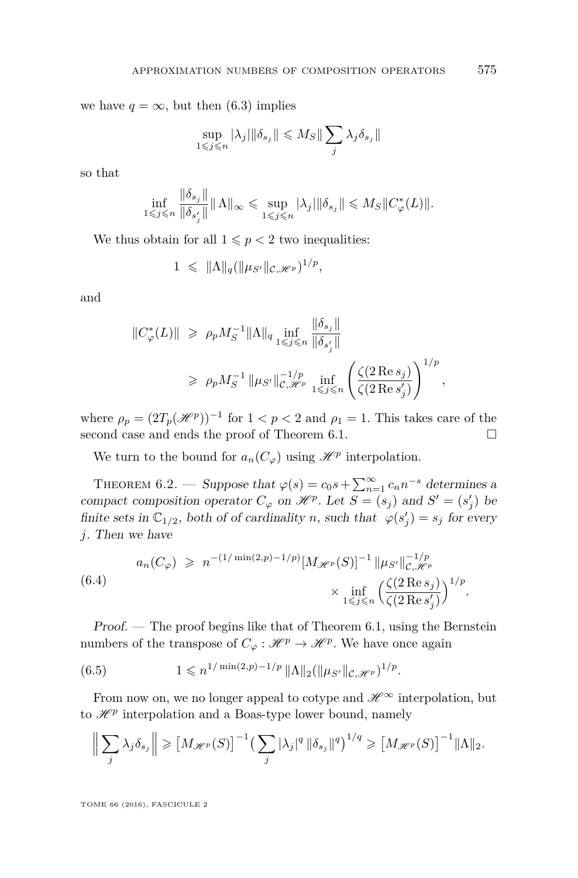we have $q = \infty$, but then (6.3) implies

$$\sup_{1 \leqslant j \leqslant n} |\lambda_j| \|\delta_{s_j}\| \leqslant M_S \| \sum_j \lambda_j \delta_{s_j} \|$$

so that

$$\inf_{1 \leqslant j \leqslant n} \frac{\|\delta_{s_j}\|}{\|\delta_{s'_j}\|} \| \Lambda\|_\infty \leqslant \sup_{1 \leqslant j \leqslant n} |\lambda_j| \|\delta_{s_j}\| \leqslant M_S \|C_\varphi^*(L)\|.$$

We thus obtain for all $1 \leqslant p < 2$ two inequalities:

$$1 \ \leqslant \ \|\Lambda\|_q (\|\mu_{S'}\|_{\mathcal{C}, \mathscr{H}^p})^{1/p},$$

and

$$\begin{aligned} \|C_\varphi^*(L)\| \ &\geqslant \ \rho_p M_S^{-1} \|\Lambda\|_q \inf_{1 \leqslant j \leqslant n} \frac{\|\delta_{s_j}\|}{\|\delta_{s'_j}\|} \\ &\geqslant \ \rho_p M_S^{-1} \, \|\mu_{S'}\|_{\mathcal{C}, \mathscr{H}^p}^{-1/p} \inf_{1 \leqslant j \leqslant n} \left( \frac{\zeta(2 \operatorname{Re} s_j)}{\zeta(2 \operatorname{Re} s'_j)} \right)^{1/p}, \end{aligned}$$

where $\rho_p = (2T_p(\mathscr{H}^p))^{-1}$ for $1 < p < 2$ and $\rho_1 = 1$. This takes care of the second case and ends the proof of Theorem 6.1. $\square$

We turn to the bound for $a_n(C_\varphi)$ using $\mathscr{H}^p$ interpolation.

**Theorem 6.2.** — *Suppose that $\varphi(s) = c_0 s + \sum_{n=1}^\infty c_n n^{-s}$ determines a compact composition operator $C_\varphi$ on $\mathscr{H}^p$. Let $S = (s_j)$ and $S' = (s'_j)$ be finite sets in $\mathbb{C}_{1/2}$, both of of cardinality $n$, such that $\varphi(s'_j) = s_j$ for every $j$. Then we have*

$$a_n(C_\varphi) \ \geqslant \ n^{-(1/\min(2,p) - 1/p)} [M_{\mathscr{H}^p}(S)]^{-1} \, \|\mu_{S'}\|_{\mathcal{C}, \mathscr{H}^p}^{-1/p} \times \inf_{1 \leqslant j \leqslant n} \Big( \frac{\zeta(2 \operatorname{Re} s_j)}{\zeta(2 \operatorname{Re} s'_j)} \Big)^{1/p}. \tag{6.4}$$

*Proof.* — The proof begins like that of Theorem 6.1, using the Bernstein numbers of the transpose of $C_\varphi : \mathscr{H}^p \to \mathscr{H}^p$. We have once again

$$1 \leqslant n^{1/\min(2,p) - 1/p} \, \|\Lambda\|_2 (\|\mu_{S'}\|_{\mathcal{C}, \mathscr{H}^p})^{1/p}. \tag{6.5}$$

From now on, we no longer appeal to cotype and $\mathscr{H}^\infty$ interpolation, but to $\mathscr{H}^p$ interpolation and a Boas-type lower bound, namely

$$\Big\| \sum_j \lambda_j \delta_{s_j} \Big\| \geqslant \big[ M_{\mathscr{H}^p}(S) \big]^{-1} \big( \sum_j |\lambda_j|^q \, \|\delta_{s_j}\|^q \big)^{1/q} \geqslant \big[ M_{\mathscr{H}^p}(S) \big]^{-1} \|\Lambda\|_2.$$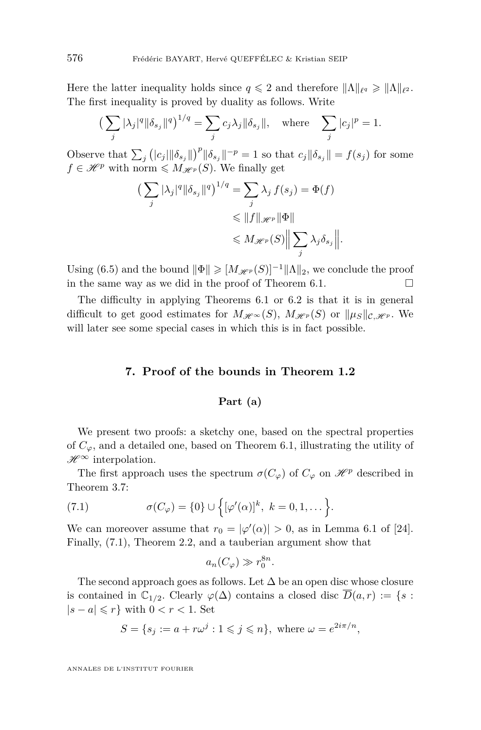Here the latter inequality holds since $q \leqslant 2$ and therefore $\|\Lambda\|_{\ell^q} \geqslant \|\Lambda\|_{\ell^2}$. The first inequality is proved by duality as follows. Write

$$\Big(\sum_j |\lambda_j|^q \|\delta_{s_j}\|^q\Big)^{1/q} = \sum_j c_j \lambda_j \|\delta_{s_j}\|, \quad \text{where} \quad \sum_j |c_j|^p = 1.$$

Observe that $\sum_j \big(|c_j| \|\delta_{s_j}\|\big)^p \|\delta_{s_j}\|^{-p} = 1$ so that $c_j \|\delta_{s_j}\| = f(s_j)$ for some $f \in \mathscr{H}^p$ with norm $\leqslant M_{\mathscr{H}^p}(S)$. We finally get

$$\begin{aligned}\Big(\sum_j |\lambda_j|^q \|\delta_{s_j}\|^q\Big)^{1/q} &= \sum_j \lambda_j\, f(s_j) = \Phi(f) \\ &\leqslant \|f\|_{\mathscr{H}^p} \|\Phi\| \\ &\leqslant M_{\mathscr{H}^p}(S) \Big\| \sum_j \lambda_j \delta_{s_j} \Big\|.\end{aligned}$$

Using (6.5) and the bound $\|\Phi\| \geqslant [M_{\mathscr{H}^p}(S)]^{-1} \|\Lambda\|_2$, we conclude the proof in the same way as we did in the proof of Theorem 6.1. □

The difficulty in applying Theorems 6.1 or 6.2 is that it is in general difficult to get good estimates for $M_{\mathscr{H}^\infty}(S)$, $M_{\mathscr{H}^p}(S)$ or $\|\mu_S\|_{\mathcal{C},\mathscr{H}^p}$. We will later see some special cases in which this is in fact possible.

## 7. Proof of the bounds in Theorem 1.2

### Part (a)

We present two proofs: a sketchy one, based on the spectral properties of $C_\varphi$, and a detailed one, based on Theorem 6.1, illustrating the utility of $\mathscr{H}^\infty$ interpolation.

The first approach uses the spectrum $\sigma(C_\varphi)$ of $C_\varphi$ on $\mathscr{H}^p$ described in Theorem 3.7:

$$\sigma(C_\varphi) = \{0\} \cup \Big\{ [\varphi'(\alpha)]^k,\ k = 0, 1, \dots \Big\}. \tag{7.1}$$

We can moreover assume that $r_0 = |\varphi'(\alpha)| > 0$, as in Lemma 6.1 of [24]. Finally, (7.1), Theorem 2.2, and a tauberian argument show that

$$a_n(C_\varphi) \gg r_0^{8n}.$$

The second approach goes as follows. Let $\Delta$ be an open disc whose closure is contained in $\mathbb{C}_{1/2}$. Clearly $\varphi(\Delta)$ contains a closed disc $\overline{D}(a, r) := \{s : |s - a| \leqslant r\}$ with $0 < r < 1$. Set

$$S = \{s_j := a + r\omega^j : 1 \leqslant j \leqslant n\}, \text{ where } \omega = e^{2i\pi/n},$$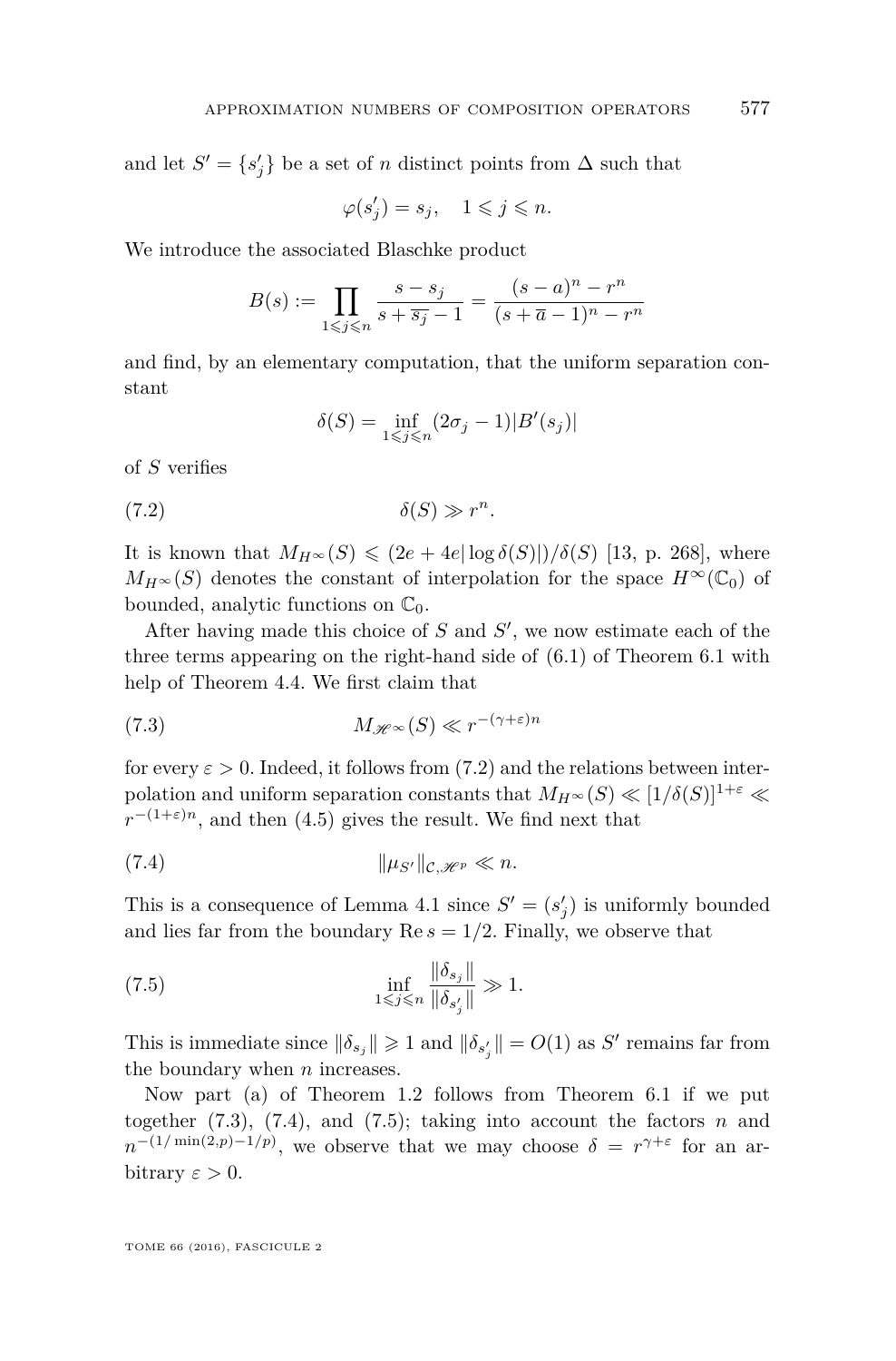and let $S' = \{s'_j\}$ be a set of $n$ distinct points from $\Delta$ such that

$$\varphi(s'_j) = s_j, \quad 1 \leqslant j \leqslant n.$$

We introduce the associated Blaschke product

$$B(s) := \prod_{1 \leqslant j \leqslant n} \frac{s - s_j}{s + \overline{s_j} - 1} = \frac{(s-a)^n - r^n}{(s + \overline{a} - 1)^n - r^n}$$

and find, by an elementary computation, that the uniform separation constant

$$\delta(S) = \inf_{1 \leqslant j \leqslant n} (2\sigma_j - 1)|B'(s_j)|$$

of $S$ verifies

$$\delta(S) \gg r^n. \tag{7.2}$$

It is known that $M_{H^\infty}(S) \leqslant (2e + 4e|\log \delta(S)|)/\delta(S)$ [13, p. 268], where $M_{H^\infty}(S)$ denotes the constant of interpolation for the space $H^\infty(\mathbb{C}_0)$ of bounded, analytic functions on $\mathbb{C}_0$.

After having made this choice of $S$ and $S'$, we now estimate each of the three terms appearing on the right-hand side of (6.1) of Theorem 6.1 with help of Theorem 4.4. We first claim that

$$M_{\mathscr{H}^\infty}(S) \ll r^{-(\gamma+\varepsilon)n} \tag{7.3}$$

for every $\varepsilon > 0$. Indeed, it follows from (7.2) and the relations between interpolation and uniform separation constants that $M_{H^\infty}(S) \ll [1/\delta(S)]^{1+\varepsilon} \ll r^{-(1+\varepsilon)n}$, and then (4.5) gives the result. We find next that

$$\|\mu_{S'}\|_{\mathcal{C},\mathscr{H}^p} \ll n. \tag{7.4}$$

This is a consequence of Lemma 4.1 since $S' = (s'_j)$ is uniformly bounded and lies far from the boundary $\operatorname{Re} s = 1/2$. Finally, we observe that

$$\inf_{1 \leqslant j \leqslant n} \frac{\|\delta_{s_j}\|}{\|\delta_{s'_j}\|} \gg 1. \tag{7.5}$$

This is immediate since $\|\delta_{s_j}\| \geqslant 1$ and $\|\delta_{s'_j}\| = O(1)$ as $S'$ remains far from the boundary when $n$ increases.

Now part (a) of Theorem 1.2 follows from Theorem 6.1 if we put together (7.3), (7.4), and (7.5); taking into account the factors $n$ and $n^{-(1/\min(2,p) - 1/p)}$, we observe that we may choose $\delta = r^{\gamma+\varepsilon}$ for an arbitrary $\varepsilon > 0$.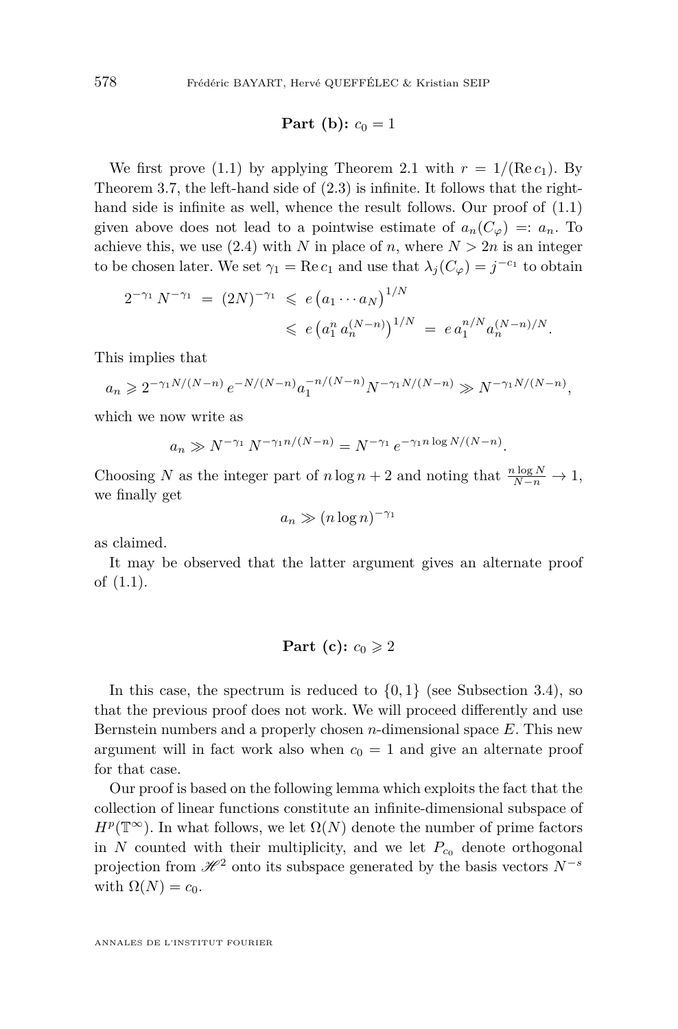### Part (b): $c_0 = 1$

We first prove (1.1) by applying Theorem 2.1 with $r = 1/(\operatorname{Re} c_1)$. By Theorem 3.7, the left-hand side of (2.3) is infinite. It follows that the right-hand side is infinite as well, whence the result follows. Our proof of (1.1) given above does not lead to a pointwise estimate of $a_n(C_\varphi) =: a_n$. To achieve this, we use (2.4) with $N$ in place of $n$, where $N > 2n$ is an integer to be chosen later. We set $\gamma_1 = \operatorname{Re} c_1$ and use that $\lambda_j(C_\varphi) = j^{-c_1}$ to obtain

$$
\begin{aligned}
2^{-\gamma_1} N^{-\gamma_1} = (2N)^{-\gamma_1} &\leqslant e\left(a_1 \cdots a_N\right)^{1/N} \\
&\leqslant e\left(a_1^n \, a_n^{(N-n)}\right)^{1/N} = e\, a_1^{n/N} a_n^{(N-n)/N}.
\end{aligned}
$$

This implies that

$$
a_n \geqslant 2^{-\gamma_1 N/(N-n)}\, e^{-N/(N-n)} a_1^{-n/(N-n)} N^{-\gamma_1 N/(N-n)} \gg N^{-\gamma_1 N/(N-n)},
$$

which we now write as

$$
a_n \gg N^{-\gamma_1}\, N^{-\gamma_1 n/(N-n)} = N^{-\gamma_1}\, e^{-\gamma_1 n \log N/(N-n)}.
$$

Choosing $N$ as the integer part of $n \log n + 2$ and noting that $\frac{n \log N}{N-n} \to 1$, we finally get

$$
a_n \gg (n \log n)^{-\gamma_1}
$$

as claimed.

It may be observed that the latter argument gives an alternate proof of (1.1).

### Part (c): $c_0 \geqslant 2$

In this case, the spectrum is reduced to $\{0, 1\}$ (see Subsection 3.4), so that the previous proof does not work. We will proceed differently and use Bernstein numbers and a properly chosen $n$-dimensional space $E$. This new argument will in fact work also when $c_0 = 1$ and give an alternate proof for that case.

Our proof is based on the following lemma which exploits the fact that the collection of linear functions constitute an infinite-dimensional subspace of $H^p(\mathbb{T}^\infty)$. In what follows, we let $\Omega(N)$ denote the number of prime factors in $N$ counted with their multiplicity, and we let $P_{c_0}$ denote orthogonal projection from $\mathscr{H}^2$ onto its subspace generated by the basis vectors $N^{-s}$ with $\Omega(N) = c_0$.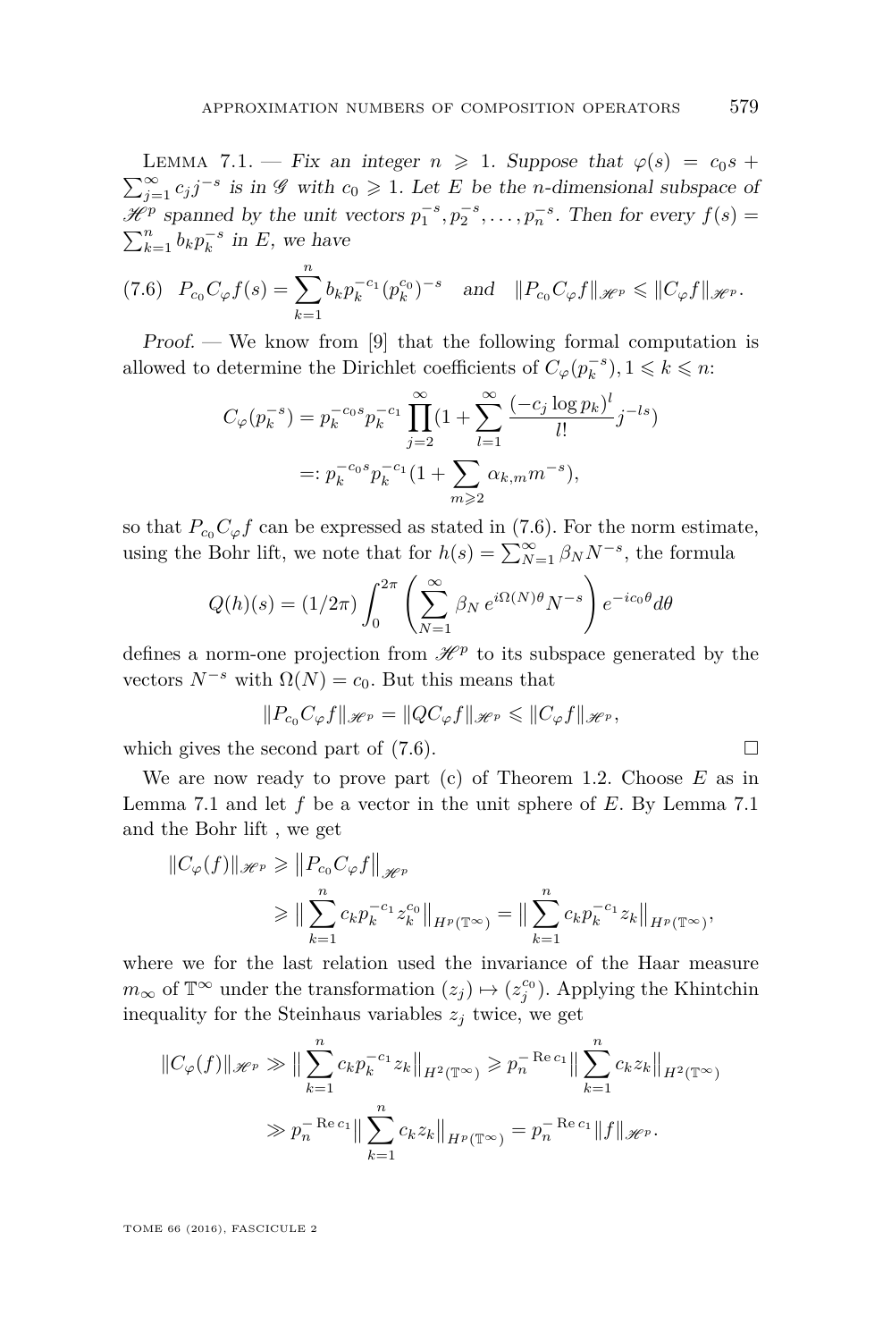Lemma 7.1. — *Fix an integer $n \geqslant 1$. Suppose that $\varphi(s) = c_0 s + \sum_{j=1}^\infty c_j j^{-s}$ is in $\mathscr{G}$ with $c_0 \geqslant 1$. Let $E$ be the $n$-dimensional subspace of $\mathscr{H}^p$ spanned by the unit vectors $p_1^{-s}, p_2^{-s}, \dots, p_n^{-s}$. Then for every $f(s) = \sum_{k=1}^n b_k p_k^{-s}$ in $E$, we have*

$$P_{c_0} C_\varphi f(s) = \sum_{k=1}^n b_k p_k^{-c_1} (p_k^{c_0})^{-s} \quad \text{and} \quad \|P_{c_0} C_\varphi f\|_{\mathscr{H}^p} \leqslant \|C_\varphi f\|_{\mathscr{H}^p}. \tag{7.6}$$

*Proof.* — We know from [9] that the following formal computation is allowed to determine the Dirichlet coefficients of $C_\varphi(p_k^{-s}), 1 \leqslant k \leqslant n$:

$$\begin{aligned} C_\varphi(p_k^{-s}) &= p_k^{-c_0 s} p_k^{-c_1} \prod_{j=2}^\infty \Big(1 + \sum_{l=1}^\infty \frac{(-c_j \log p_k)^l}{l!} j^{-ls}\Big) \\ &=: p_k^{-c_0 s} p_k^{-c_1} \Big(1 + \sum_{m \geqslant 2} \alpha_{k,m} m^{-s}\Big), \end{aligned}$$

so that $P_{c_0} C_\varphi f$ can be expressed as stated in (7.6). For the norm estimate, using the Bohr lift, we note that for $h(s) = \sum_{N=1}^\infty \beta_N N^{-s}$, the formula

$$Q(h)(s) = (1/2\pi) \int_0^{2\pi} \left( \sum_{N=1}^\infty \beta_N \, e^{i\Omega(N)\theta} N^{-s} \right) e^{-ic_0\theta} d\theta$$

defines a norm-one projection from $\mathscr{H}^p$ to its subspace generated by the vectors $N^{-s}$ with $\Omega(N) = c_0$. But this means that

$$\|P_{c_0} C_\varphi f\|_{\mathscr{H}^p} = \|Q C_\varphi f\|_{\mathscr{H}^p} \leqslant \|C_\varphi f\|_{\mathscr{H}^p},$$

which gives the second part of (7.6). □

We are now ready to prove part (c) of Theorem 1.2. Choose $E$ as in Lemma 7.1 and let $f$ be a vector in the unit sphere of $E$. By Lemma 7.1 and the Bohr lift , we get

$$\begin{aligned} \|C_\varphi(f)\|_{\mathscr{H}^p} &\geqslant \big\| P_{c_0} C_\varphi f \big\|_{\mathscr{H}^p} \\ &\geqslant \big\| \sum_{k=1}^n c_k p_k^{-c_1} z_k^{c_0} \big\|_{H^p(\mathbb{T}^\infty)} = \big\| \sum_{k=1}^n c_k p_k^{-c_1} z_k \big\|_{H^p(\mathbb{T}^\infty)}, \end{aligned}$$

where we for the last relation used the invariance of the Haar measure $m_\infty$ of $\mathbb{T}^\infty$ under the transformation $(z_j) \mapsto (z_j^{c_0})$. Applying the Khintchin inequality for the Steinhaus variables $z_j$ twice, we get

$$\begin{aligned} \|C_\varphi(f)\|_{\mathscr{H}^p} &\gg \big\| \sum_{k=1}^n c_k p_k^{-c_1} z_k \big\|_{H^2(\mathbb{T}^\infty)} \geqslant p_n^{-\operatorname{Re} c_1} \big\| \sum_{k=1}^n c_k z_k \big\|_{H^2(\mathbb{T}^\infty)} \\ &\gg p_n^{-\operatorname{Re} c_1} \big\| \sum_{k=1}^n c_k z_k \big\|_{H^p(\mathbb{T}^\infty)} = p_n^{-\operatorname{Re} c_1} \|f\|_{\mathscr{H}^p}. \end{aligned}$$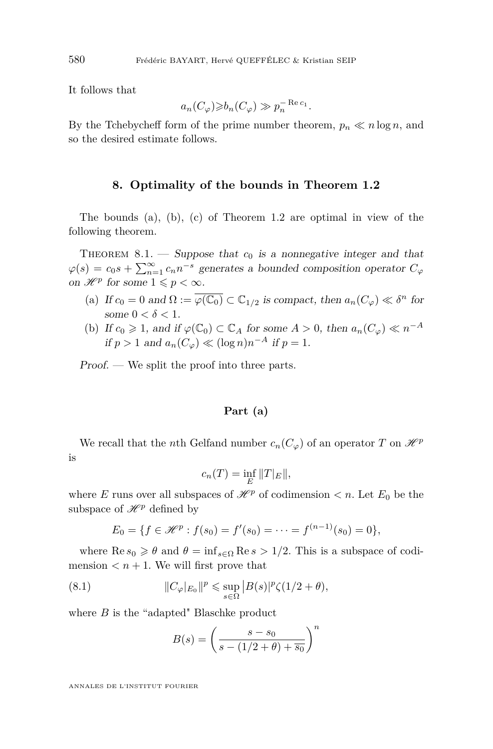It follows that

$$a_n(C_\varphi) \geqslant b_n(C_\varphi) \gg p_n^{-\operatorname{Re} c_1}.$$

By the Tchebycheff form of the prime number theorem, $p_n \ll n \log n$, and so the desired estimate follows.

## 8. Optimality of the bounds in Theorem 1.2

The bounds (a), (b), (c) of Theorem 1.2 are optimal in view of the following theorem.

Theorem 8.1. — *Suppose that $c_0$ is a nonnegative integer and that $\varphi(s) = c_0 s + \sum_{n=1}^{\infty} c_n n^{-s}$ generates a bounded composition operator $C_\varphi$ on $\mathscr{H}^p$ for some $1 \leqslant p < \infty$.*

(a) *If $c_0 = 0$ and $\Omega := \overline{\varphi(\mathbb{C}_0)} \subset \mathbb{C}_{1/2}$ is compact, then $a_n(C_\varphi) \ll \delta^n$ for some $0 < \delta < 1$.*

(b) *If $c_0 \geqslant 1$, and if $\varphi(\mathbb{C}_0) \subset \mathbb{C}_A$ for some $A > 0$, then $a_n(C_\varphi) \ll n^{-A}$ if $p > 1$ and $a_n(C_\varphi) \ll (\log n) n^{-A}$ if $p = 1$.*

*Proof.* — We split the proof into three parts.

### Part (a)

We recall that the $n$th Gelfand number $c_n(C_\varphi)$ of an operator $T$ on $\mathscr{H}^p$ is

$$c_n(T) = \inf_E \|T|_E\|,$$

where $E$ runs over all subspaces of $\mathscr{H}^p$ of codimension $< n$. Let $E_0$ be the subspace of $\mathscr{H}^p$ defined by

$$E_0 = \{f \in \mathscr{H}^p : f(s_0) = f'(s_0) = \cdots = f^{(n-1)}(s_0) = 0\},$$

where $\operatorname{Re} s_0 \geqslant \theta$ and $\theta = \inf_{s \in \Omega} \operatorname{Re} s > 1/2$. This is a subspace of codimension $< n+1$. We will first prove that

$$\|C_\varphi|_{E_0}\|^p \leqslant \sup_{s \in \Omega} |B(s)|^p \zeta(1/2 + \theta), \tag{8.1}$$

where $B$ is the "adapted" Blaschke product

$$B(s) = \left( \frac{s - s_0}{s - (1/2 + \theta) + \overline{s_0}} \right)^n$$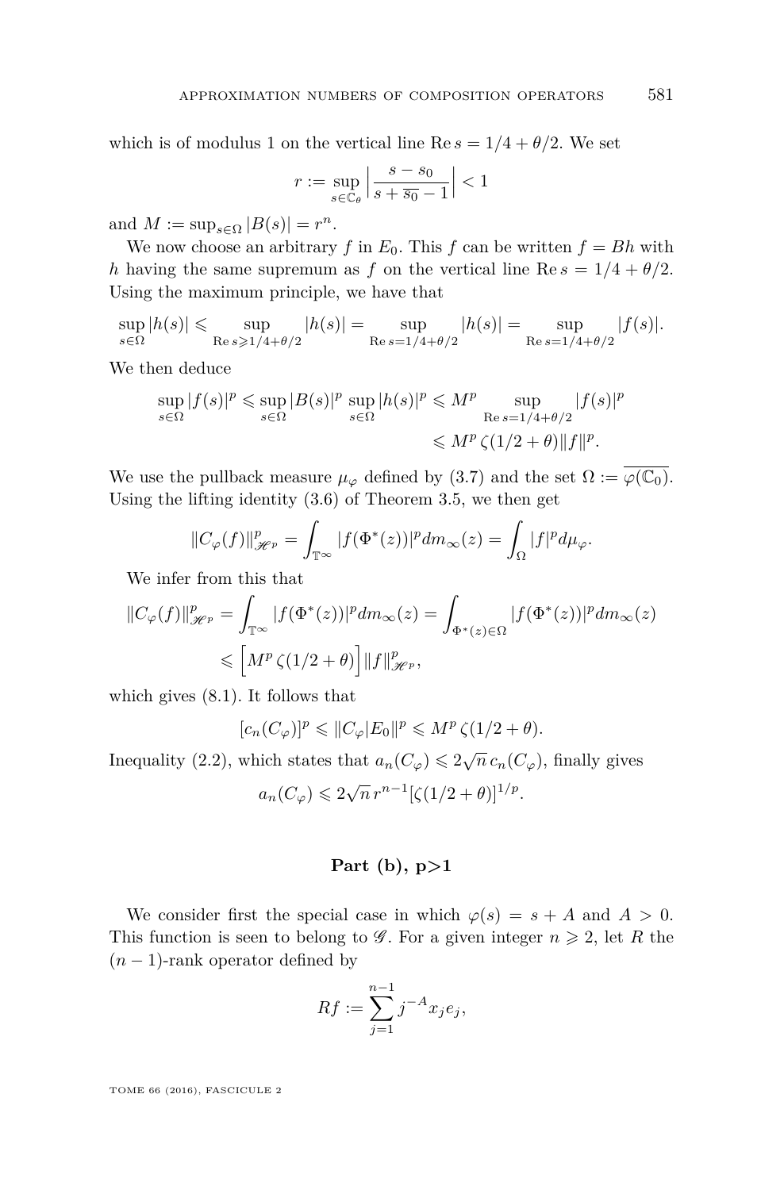which is of modulus 1 on the vertical line $\operatorname{Re} s = 1/4 + \theta/2$. We set

$$r := \sup_{s \in \mathbb{C}_\theta} \Big| \frac{s - s_0}{s + \overline{s_0} - 1} \Big| < 1$$

and $M := \sup_{s \in \Omega} |B(s)| = r^n$.

We now choose an arbitrary $f$ in $E_0$. This $f$ can be written $f = Bh$ with $h$ having the same supremum as $f$ on the vertical line $\operatorname{Re} s = 1/4 + \theta/2$. Using the maximum principle, we have that

$$\sup_{s \in \Omega} |h(s)| \leqslant \sup_{\operatorname{Re} s \geqslant 1/4 + \theta/2} |h(s)| = \sup_{\operatorname{Re} s = 1/4 + \theta/2} |h(s)| = \sup_{\operatorname{Re} s = 1/4 + \theta/2} |f(s)|.$$

We then deduce

$$\begin{aligned} \sup_{s \in \Omega} |f(s)|^p \leqslant \sup_{s \in \Omega} |B(s)|^p \sup_{s \in \Omega} |h(s)|^p &\leqslant M^p \sup_{\operatorname{Re} s = 1/4 + \theta/2} |f(s)|^p \\ &\leqslant M^p \, \zeta(1/2 + \theta) \|f\|^p. \end{aligned}$$

We use the pullback measure $\mu_\varphi$ defined by (3.7) and the set $\Omega := \overline{\varphi(\mathbb{C}_0)}$. Using the lifting identity (3.6) of Theorem 3.5, we then get

$$\|C_\varphi(f)\|^p_{\mathscr{H}^p} = \int_{\mathbb{T}^\infty} |f(\Phi^*(z))|^p dm_\infty(z) = \int_\Omega |f|^p d\mu_\varphi.$$

We infer from this that

$$\begin{aligned} \|C_\varphi(f)\|^p_{\mathscr{H}^p} = \int_{\mathbb{T}^\infty} |f(\Phi^*(z))|^p dm_\infty(z) &= \int_{\Phi^*(z) \in \Omega} |f(\Phi^*(z))|^p dm_\infty(z) \\ &\leqslant \Big[ M^p \, \zeta(1/2 + \theta) \Big] \|f\|^p_{\mathscr{H}^p}, \end{aligned}$$

which gives (8.1). It follows that

$$[c_n(C_\varphi)]^p \leqslant \|C_\varphi |E_0\|^p \leqslant M^p \, \zeta(1/2 + \theta).$$

Inequality (2.2), which states that $a_n(C_\varphi) \leqslant 2\sqrt{n}\, c_n(C_\varphi)$, finally gives

$$a_n(C_\varphi) \leqslant 2\sqrt{n}\, r^{n-1} [\zeta(1/2 + \theta)]^{1/p}.$$

### Part (b), p>1

We consider first the special case in which $\varphi(s) = s + A$ and $A > 0$. This function is seen to belong to $\mathscr{G}$. For a given integer $n \geqslant 2$, let $R$ the $(n-1)$-rank operator defined by

$$Rf := \sum_{j=1}^{n-1} j^{-A} x_j e_j,$$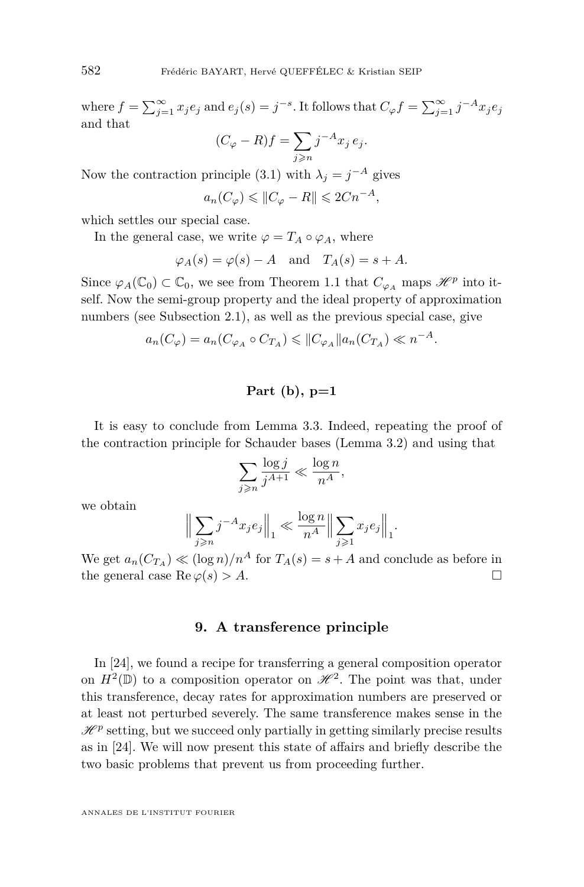where $f = \sum_{j=1}^{\infty} x_j e_j$ and $e_j(s) = j^{-s}$. It follows that $C_\varphi f = \sum_{j=1}^{\infty} j^{-A} x_j e_j$ and that

$$(C_\varphi - R)f = \sum_{j \geqslant n} j^{-A} x_j \, e_j.$$

Now the contraction principle (3.1) with $\lambda_j = j^{-A}$ gives

$$a_n(C_\varphi) \leqslant \|C_\varphi - R\| \leqslant 2C n^{-A},$$

which settles our special case.

In the general case, we write $\varphi = T_A \circ \varphi_A$, where

$$\varphi_A(s) = \varphi(s) - A \quad \text{and} \quad T_A(s) = s + A.$$

Since $\varphi_A(\mathbb{C}_0) \subset \mathbb{C}_0$, we see from Theorem 1.1 that $C_{\varphi_A}$ maps $\mathscr{H}^p$ into itself. Now the semi-group property and the ideal property of approximation numbers (see Subsection 2.1), as well as the previous special case, give

$$a_n(C_\varphi) = a_n(C_{\varphi_A} \circ C_{T_A}) \leqslant \|C_{\varphi_A}\| a_n(C_{T_A}) \ll n^{-A}.$$

### Part (b), p=1

It is easy to conclude from Lemma 3.3. Indeed, repeating the proof of the contraction principle for Schauder bases (Lemma 3.2) and using that

$$\sum_{j \geqslant n} \frac{\log j}{j^{A+1}} \ll \frac{\log n}{n^A},$$

we obtain

$$\Big\| \sum_{j \geqslant n} j^{-A} x_j e_j \Big\|_1 \ll \frac{\log n}{n^A} \Big\| \sum_{j \geqslant 1} x_j e_j \Big\|_1.$$

We get $a_n(C_{T_A}) \ll (\log n)/n^A$ for $T_A(s) = s + A$ and conclude as before in the general case $\operatorname{Re} \varphi(s) > A$. □

## 9. A transference principle

In [24], we found a recipe for transferring a general composition operator on $H^2(\mathbb{D})$ to a composition operator on $\mathscr{H}^2$. The point was that, under this transference, decay rates for approximation numbers are preserved or at least not perturbed severely. The same transference makes sense in the $\mathscr{H}^p$ setting, but we succeed only partially in getting similarly precise results as in [24]. We will now present this state of affairs and briefly describe the two basic problems that prevent us from proceeding further.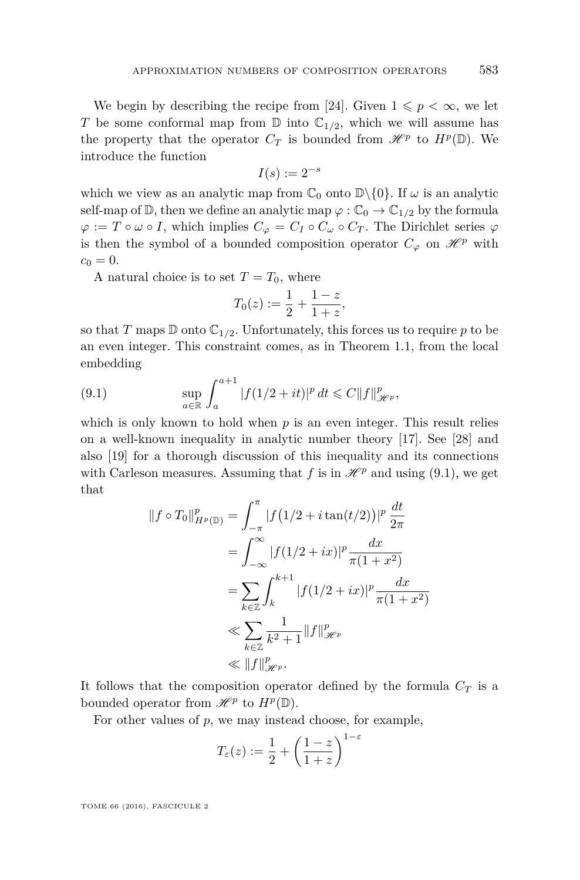We begin by describing the recipe from [24]. Given $1 \leqslant p < \infty$, we let $T$ be some conformal map from $\mathbb{D}$ into $\mathbb{C}_{1/2}$, which we will assume has the property that the operator $C_T$ is bounded from $\mathscr{H}^p$ to $H^p(\mathbb{D})$. We introduce the function

$$I(s) := 2^{-s}$$

which we view as an analytic map from $\mathbb{C}_0$ onto $\mathbb{D}\backslash\{0\}$. If $\omega$ is an analytic self-map of $\mathbb{D}$, then we define an analytic map $\varphi : \mathbb{C}_0 \to \mathbb{C}_{1/2}$ by the formula $\varphi := T \circ \omega \circ I$, which implies $C_\varphi = C_I \circ C_\omega \circ C_T$. The Dirichlet series $\varphi$ is then the symbol of a bounded composition operator $C_\varphi$ on $\mathscr{H}^p$ with $c_0 = 0$.

A natural choice is to set $T = T_0$, where

$$T_0(z) := \frac{1}{2} + \frac{1-z}{1+z},$$

so that $T$ maps $\mathbb{D}$ onto $\mathbb{C}_{1/2}$. Unfortunately, this forces us to require $p$ to be an even integer. This constraint comes, as in Theorem 1.1, from the local embedding

$$\sup_{a\in\mathbb{R}} \int_a^{a+1} |f(1/2+it)|^p \, dt \leqslant C\|f\|^p_{\mathscr{H}^p}, \tag{9.1}$$

which is only known to hold when $p$ is an even integer. This result relies on a well-known inequality in analytic number theory [17]. See [28] and also [19] for a thorough discussion of this inequality and its connections with Carleson measures. Assuming that $f$ is in $\mathscr{H}^p$ and using (9.1), we get that

$$\begin{aligned}
\|f \circ T_0\|^p_{H^p(\mathbb{D})} &= \int_{-\pi}^{\pi} \left|f\big(1/2 + i\tan(t/2)\big)\right|^p \frac{dt}{2\pi} \\
&= \int_{-\infty}^{\infty} |f(1/2+ix)|^p \frac{dx}{\pi(1+x^2)} \\
&= \sum_{k\in\mathbb{Z}} \int_k^{k+1} |f(1/2+ix)|^p \frac{dx}{\pi(1+x^2)} \\
&\ll \sum_{k\in\mathbb{Z}} \frac{1}{k^2+1} \|f\|^p_{\mathscr{H}^p} \\
&\ll \|f\|^p_{\mathscr{H}^p}.
\end{aligned}$$

It follows that the composition operator defined by the formula $C_T$ is a bounded operator from $\mathscr{H}^p$ to $H^p(\mathbb{D})$.

For other values of $p$, we may instead choose, for example,

$$T_\varepsilon(z) := \frac{1}{2} + \left(\frac{1-z}{1+z}\right)^{1-\varepsilon}$$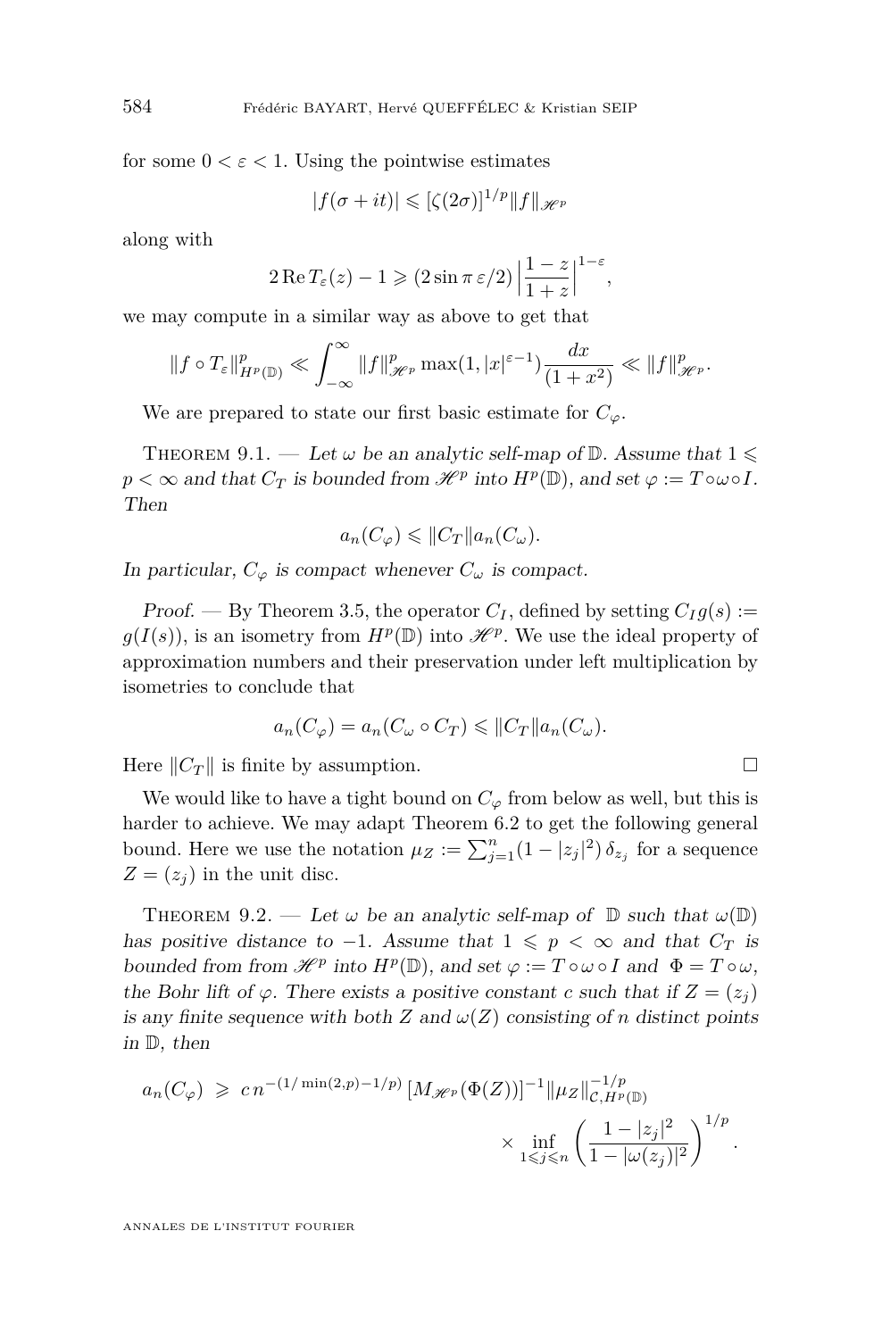for some $0 < \varepsilon < 1$. Using the pointwise estimates

$$|f(\sigma + it)| \leqslant [\zeta(2\sigma)]^{1/p} \|f\|_{\mathscr{H}^p}$$

along with

$$2\,\mathrm{Re}\, T_\varepsilon(z) - 1 \geqslant (2 \sin \pi\, \varepsilon/2) \left| \frac{1-z}{1+z} \right|^{1-\varepsilon},$$

we may compute in a similar way as above to get that

$$\|f \circ T_\varepsilon\|^p_{H^p(\mathbb{D})} \ll \int_{-\infty}^{\infty} \|f\|^p_{\mathscr{H}^p} \max(1, |x|^{\varepsilon - 1}) \frac{dx}{(1+x^2)} \ll \|f\|^p_{\mathscr{H}^p}.$$

We are prepared to state our first basic estimate for $C_\varphi$.

Theorem 9.1. — *Let $\omega$ be an analytic self-map of $\mathbb{D}$. Assume that $1 \leqslant p < \infty$ and that $C_T$ is bounded from $\mathscr{H}^p$ into $H^p(\mathbb{D})$, and set $\varphi := T \circ \omega \circ I$. Then*

$$a_n(C_\varphi) \leqslant \|C_T\| a_n(C_\omega).$$

*In particular, $C_\varphi$ is compact whenever $C_\omega$ is compact.*

*Proof.* — By Theorem 3.5, the operator $C_I$, defined by setting $C_I g(s) := g(I(s))$, is an isometry from $H^p(\mathbb{D})$ into $\mathscr{H}^p$. We use the ideal property of approximation numbers and their preservation under left multiplication by isometries to conclude that

$$a_n(C_\varphi) = a_n(C_\omega \circ C_T) \leqslant \|C_T\| a_n(C_\omega).$$

Here $\|C_T\|$ is finite by assumption. □

We would like to have a tight bound on $C_\varphi$ from below as well, but this is harder to achieve. We may adapt Theorem 6.2 to get the following general bound. Here we use the notation $\mu_Z := \sum_{j=1}^n (1 - |z_j|^2)\, \delta_{z_j}$ for a sequence $Z = (z_j)$ in the unit disc.

Theorem 9.2. — *Let $\omega$ be an analytic self-map of $\mathbb{D}$ such that $\omega(\mathbb{D})$ has positive distance to $-1$. Assume that $1 \leqslant p < \infty$ and that $C_T$ is bounded from from $\mathscr{H}^p$ into $H^p(\mathbb{D})$, and set $\varphi := T \circ \omega \circ I$ and $\Phi = T \circ \omega$, the Bohr lift of $\varphi$. There exists a positive constant $c$ such that if $Z = (z_j)$ is any finite sequence with both $Z$ and $\omega(Z)$ consisting of $n$ distinct points in $\mathbb{D}$, then*

$$a_n(C_\varphi) \geqslant c\, n^{-(1/\min(2,p) - 1/p)} \left[ M_{\mathscr{H}^p}(\Phi(Z)) \right]^{-1} \|\mu_Z\|^{-1/p}_{\mathcal{C}, H^p(\mathbb{D})} \times \inf_{1 \leqslant j \leqslant n} \left( \frac{1 - |z_j|^2}{1 - |\omega(z_j)|^2} \right)^{1/p}.$$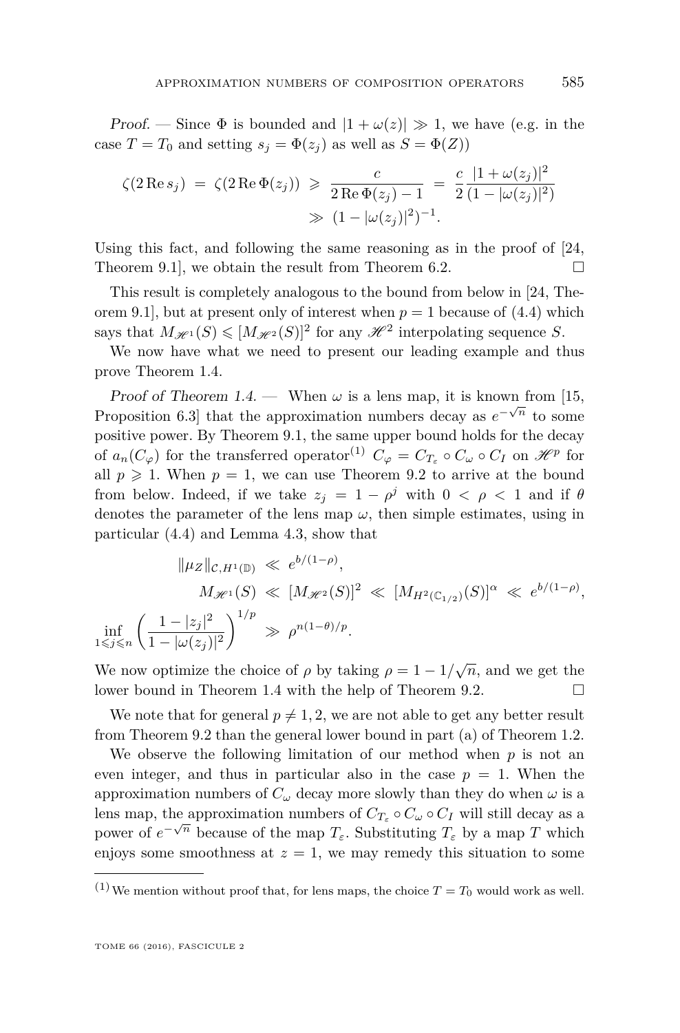*Proof.* — Since $\Phi$ is bounded and $|1+\omega(z)| \gg 1$, we have (e.g. in the case $T = T_0$ and setting $s_j = \Phi(z_j)$ as well as $S = \Phi(Z)$)

$$\zeta(2\operatorname{Re} s_j) = \zeta(2\operatorname{Re}\Phi(z_j)) \geqslant \frac{c}{2\operatorname{Re}\Phi(z_j) - 1} = \frac{c}{2}\frac{|1+\omega(z_j)|^2}{(1-|\omega(z_j)|^2)} \gg (1-|\omega(z_j)|^2)^{-1}.$$

Using this fact, and following the same reasoning as in the proof of [24, Theorem 9.1], we obtain the result from Theorem 6.2. $\square$

This result is completely analogous to the bound from below in [24, Theorem 9.1], but at present only of interest when $p = 1$ because of (4.4) which says that $M_{\mathscr{H}^1}(S) \leqslant [M_{\mathscr{H}^2}(S)]^2$ for any $\mathscr{H}^2$ interpolating sequence $S$.

We now have what we need to present our leading example and thus prove Theorem 1.4.

*Proof of Theorem 1.4.* — When $\omega$ is a lens map, it is known from [15, Proposition 6.3] that the approximation numbers decay as $e^{-\sqrt{n}}$ to some positive power. By Theorem 9.1, the same upper bound holds for the decay of $a_n(C_\varphi)$ for the transferred operator[1] $C_\varphi = C_{T_\varepsilon} \circ C_\omega \circ C_I$ on $\mathscr{H}^p$ for all $p \geqslant 1$. When $p = 1$, we can use Theorem 9.2 to arrive at the bound from below. Indeed, if we take $z_j = 1 - \rho^j$ with $0 < \rho < 1$ and if $\theta$ denotes the parameter of the lens map $\omega$, then simple estimates, using in particular (4.4) and Lemma 4.3, show that

$$\begin{aligned}
\|\mu_Z\|_{\mathcal{C},H^1(\mathbb{D})} &\ll e^{b/(1-\rho)}, \\
M_{\mathscr{H}^1}(S) &\ll [M_{\mathscr{H}^2}(S)]^2 \ll [M_{H^2(\mathbb{C}_{1/2})}(S)]^\alpha \ll e^{b/(1-\rho)}, \\
\inf_{1\leqslant j\leqslant n}\left(\frac{1-|z_j|^2}{1-|\omega(z_j)|^2}\right)^{1/p} &\gg \rho^{n(1-\theta)/p}.
\end{aligned}$$

We now optimize the choice of $\rho$ by taking $\rho = 1 - 1/\sqrt{n}$, and we get the lower bound in Theorem 1.4 with the help of Theorem 9.2. $\square$

We note that for general $p \neq 1, 2$, we are not able to get any better result from Theorem 9.2 than the general lower bound in part (a) of Theorem 1.2.

We observe the following limitation of our method when $p$ is not an even integer, and thus in particular also in the case $p = 1$. When the approximation numbers of $C_\omega$ decay more slowly than they do when $\omega$ is a lens map, the approximation numbers of $C_{T_\varepsilon} \circ C_\omega \circ C_I$ will still decay as a power of $e^{-\sqrt{n}}$ because of the map $T_\varepsilon$. Substituting $T_\varepsilon$ by a map $T$ which enjoys some smoothness at $z = 1$, we may remedy this situation to some

---

[1] We mention without proof that, for lens maps, the choice $T = T_0$ would work as well.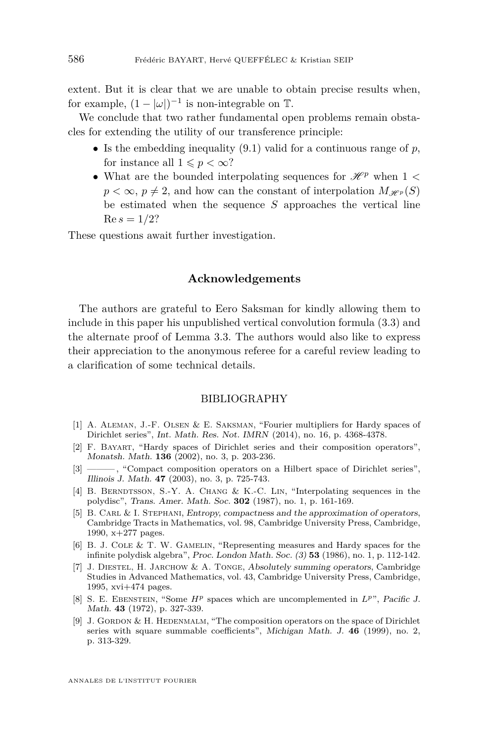extent. But it is clear that we are unable to obtain precise results when, for example, $(1-|\omega|)^{-1}$ is non-integrable on $\mathbb{T}$.

We conclude that two rather fundamental open problems remain obstacles for extending the utility of our transference principle:

- Is the embedding inequality (9.1) valid for a continuous range of $p$, for instance all $1 \leqslant p < \infty$?
- What are the bounded interpolating sequences for $\mathscr{H}^p$ when $1 < p < \infty$, $p \neq 2$, and how can the constant of interpolation $M_{\mathscr{H}^p}(S)$ be estimated when the sequence $S$ approaches the vertical line $\operatorname{Re} s = 1/2$?

These questions await further investigation.

## Acknowledgements

The authors are grateful to Eero Saksman for kindly allowing them to include in this paper his unpublished vertical convolution formula (3.3) and the alternate proof of Lemma 3.3. The authors would also like to express their appreciation to the anonymous referee for a careful review leading to a clarification of some technical details.

## BIBLIOGRAPHY

[1] A. Aleman, J.-F. Olsen & E. Saksman, "Fourier multipliers for Hardy spaces of Dirichlet series", *Int. Math. Res. Not. IMRN* (2014), no. 16, p. 4368-4378.

[2] F. Bayart, "Hardy spaces of Dirichlet series and their composition operators", *Monatsh. Math.* **136** (2002), no. 3, p. 203-236.

[3] ———, "Compact composition operators on a Hilbert space of Dirichlet series", *Illinois J. Math.* **47** (2003), no. 3, p. 725-743.

[4] B. Berndtsson, S.-Y. A. Chang & K.-C. Lin, "Interpolating sequences in the polydisc", *Trans. Amer. Math. Soc.* **302** (1987), no. 1, p. 161-169.

[5] B. Carl & I. Stephani, *Entropy, compactness and the approximation of operators*, Cambridge Tracts in Mathematics, vol. 98, Cambridge University Press, Cambridge, 1990, x+277 pages.

[6] B. J. Cole & T. W. Gamelin, "Representing measures and Hardy spaces for the infinite polydisk algebra", *Proc. London Math. Soc. (3)* **53** (1986), no. 1, p. 112-142.

[7] J. Diestel, H. Jarchow & A. Tonge, *Absolutely summing operators*, Cambridge Studies in Advanced Mathematics, vol. 43, Cambridge University Press, Cambridge, 1995, xvi+474 pages.

[8] S. E. Ebenstein, "Some $H^p$ spaces which are uncomplemented in $L^p$", *Pacific J. Math.* **43** (1972), p. 327-339.

[9] J. Gordon & H. Hedenmalm, "The composition operators on the space of Dirichlet series with square summable coefficients", *Michigan Math. J.* **46** (1999), no. 2, p. 313-329.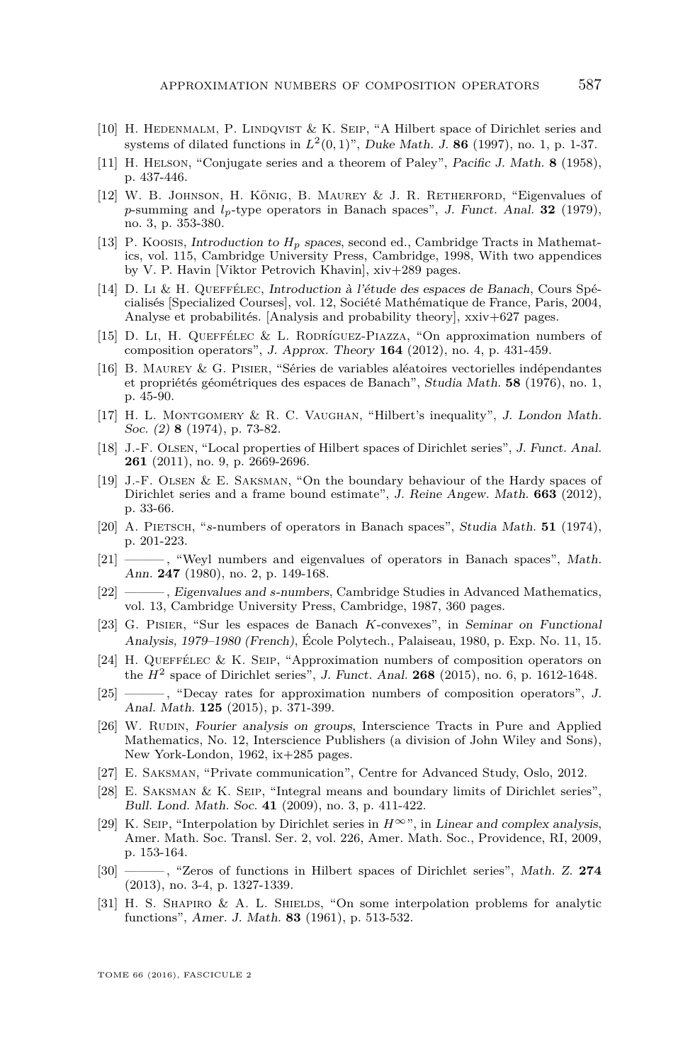[10] H. Hedenmalm, P. Lindqvist & K. Seip, “A Hilbert space of Dirichlet series and systems of dilated functions in $L^2(0,1)$”, *Duke Math. J.* **86** (1997), no. 1, p. 1-37.

[11] H. Helson, “Conjugate series and a theorem of Paley”, *Pacific J. Math.* **8** (1958), p. 437-446.

[12] W. B. Johnson, H. König, B. Maurey & J. R. Retherford, “Eigenvalues of $p$-summing and $l_p$-type operators in Banach spaces”, *J. Funct. Anal.* **32** (1979), no. 3, p. 353-380.

[13] P. Koosis, *Introduction to $H_p$ spaces*, second ed., Cambridge Tracts in Mathematics, vol. 115, Cambridge University Press, Cambridge, 1998, With two appendices by V. P. Havin [Viktor Petrovich Khavin], xiv+289 pages.

[14] D. Li & H. Queffélec, *Introduction à l'étude des espaces de Banach*, Cours Spécialisés [Specialized Courses], vol. 12, Société Mathématique de France, Paris, 2004, Analyse et probabilités. [Analysis and probability theory], xxiv+627 pages.

[15] D. Li, H. Queffélec & L. Rodríguez-Piazza, “On approximation numbers of composition operators”, *J. Approx. Theory* **164** (2012), no. 4, p. 431-459.

[16] B. Maurey & G. Pisier, “Séries de variables aléatoires vectorielles indépendantes et propriétés géométriques des espaces de Banach”, *Studia Math.* **58** (1976), no. 1, p. 45-90.

[17] H. L. Montgomery & R. C. Vaughan, “Hilbert's inequality”, *J. London Math. Soc. (2)* **8** (1974), p. 73-82.

[18] J.-F. Olsen, “Local properties of Hilbert spaces of Dirichlet series”, *J. Funct. Anal.* **261** (2011), no. 9, p. 2669-2696.

[19] J.-F. Olsen & E. Saksman, “On the boundary behaviour of the Hardy spaces of Dirichlet series and a frame bound estimate”, *J. Reine Angew. Math.* **663** (2012), p. 33-66.

[20] A. Pietsch, “$s$-numbers of operators in Banach spaces”, *Studia Math.* **51** (1974), p. 201-223.

[21] ———, “Weyl numbers and eigenvalues of operators in Banach spaces”, *Math. Ann.* **247** (1980), no. 2, p. 149-168.

[22] ———, *Eigenvalues and s-numbers*, Cambridge Studies in Advanced Mathematics, vol. 13, Cambridge University Press, Cambridge, 1987, 360 pages.

[23] G. Pisier, “Sur les espaces de Banach $K$-convexes”, in *Seminar on Functional Analysis, 1979–1980 (French)*, École Polytech., Palaiseau, 1980, p. Exp. No. 11, 15.

[24] H. Queffélec & K. Seip, “Approximation numbers of composition operators on the $H^2$ space of Dirichlet series”, *J. Funct. Anal.* **268** (2015), no. 6, p. 1612-1648.

[25] ———, “Decay rates for approximation numbers of composition operators”, *J. Anal. Math.* **125** (2015), p. 371-399.

[26] W. Rudin, *Fourier analysis on groups*, Interscience Tracts in Pure and Applied Mathematics, No. 12, Interscience Publishers (a division of John Wiley and Sons), New York-London, 1962, ix+285 pages.

[27] E. Saksman, “Private communication”, Centre for Advanced Study, Oslo, 2012.

[28] E. Saksman & K. Seip, “Integral means and boundary limits of Dirichlet series”, *Bull. Lond. Math. Soc.* **41** (2009), no. 3, p. 411-422.

[29] K. Seip, “Interpolation by Dirichlet series in $H^\infty$”, in *Linear and complex analysis*, Amer. Math. Soc. Transl. Ser. 2, vol. 226, Amer. Math. Soc., Providence, RI, 2009, p. 153-164.

[30] ———, “Zeros of functions in Hilbert spaces of Dirichlet series”, *Math. Z.* **274** (2013), no. 3-4, p. 1327-1339.

[31] H. S. Shapiro & A. L. Shields, “On some interpolation problems for analytic functions”, *Amer. J. Math.* **83** (1961), p. 513-532.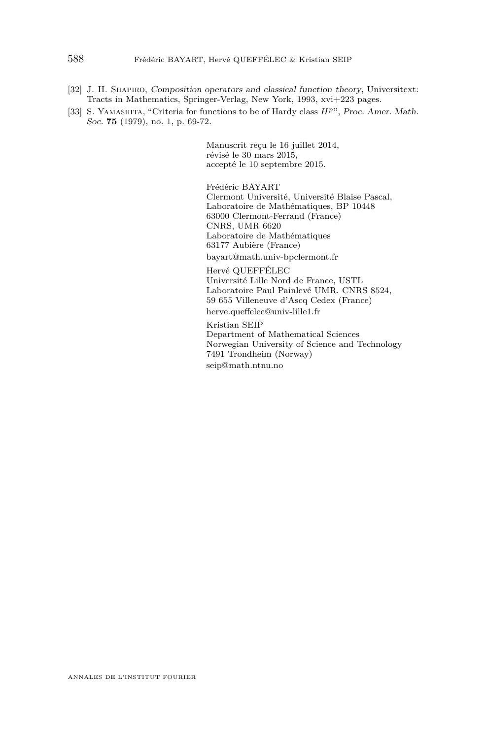[32] J. H. Shapiro, *Composition operators and classical function theory*, Universitext: Tracts in Mathematics, Springer-Verlag, New York, 1993, xvi+223 pages.

[33] S. Yamashita, "Criteria for functions to be of Hardy class $H^p$", *Proc. Amer. Math. Soc.* **75** (1979), no. 1, p. 69-72.

Manuscrit reçu le 16 juillet 2014,
révisé le 30 mars 2015,
accepté le 10 septembre 2015.

Frédéric BAYART
Clermont Université, Université Blaise Pascal,
Laboratoire de Mathématiques, BP 10448
63000 Clermont-Ferrand (France)
CNRS, UMR 6620
Laboratoire de Mathématiques
63177 Aubière (France)
bayart@math.univ-bpclermont.fr

Hervé QUEFFÉLEC
Université Lille Nord de France, USTL
Laboratoire Paul Painlevé UMR. CNRS 8524,
59 655 Villeneuve d'Ascq Cedex (France)
herve.queffelec@univ-lille1.fr

Kristian SEIP
Department of Mathematical Sciences
Norwegian University of Science and Technology
7491 Trondheim (Norway)
seip@math.ntnu.no